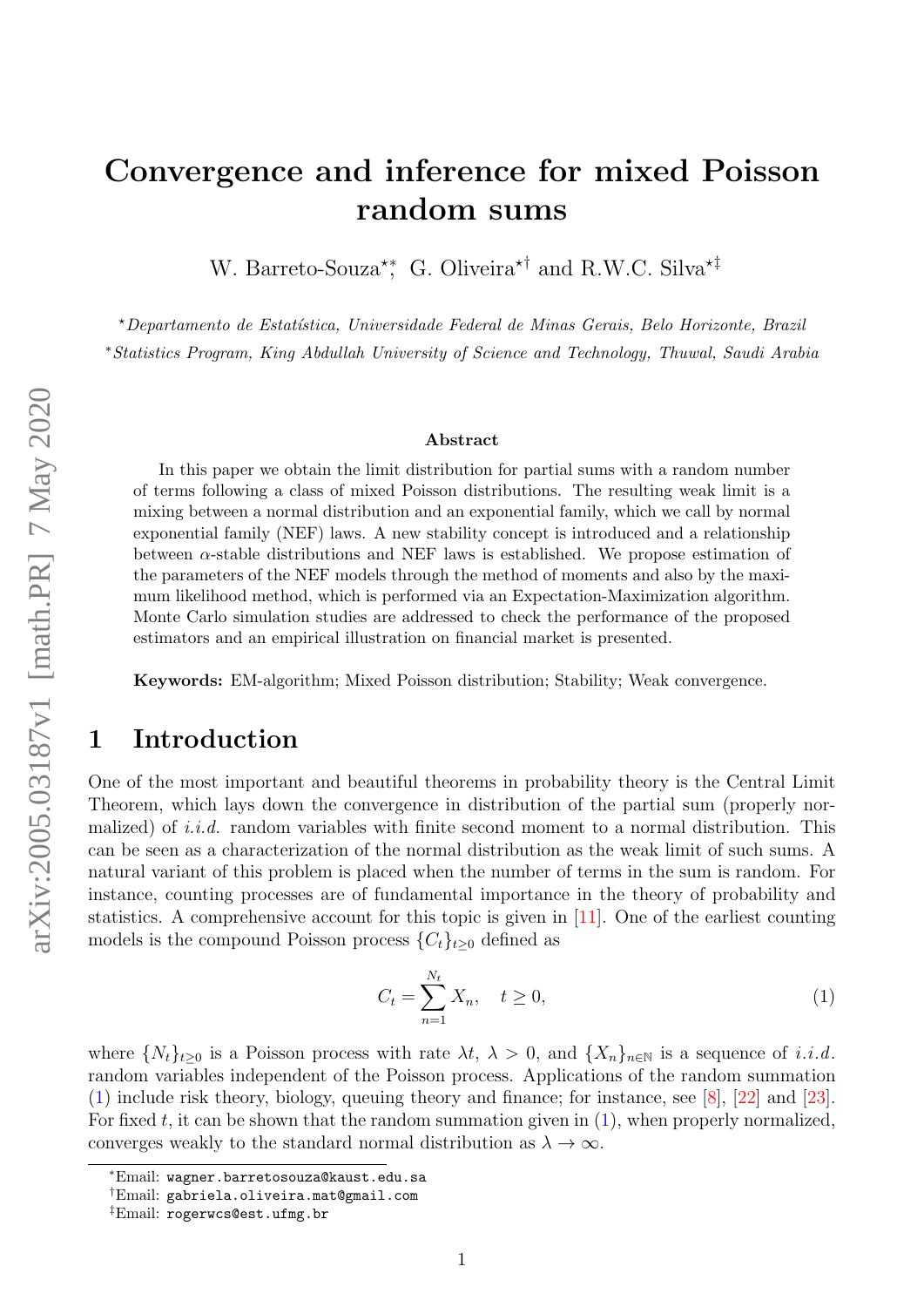# Convergence and inference for mixed Poisson random sums

W. Barreto-Souza[⋆∗], G. Oliveira[⋆†] and R.W.C. Silva[⋆‡]

[⋆] *Departamento de Estatística, Universidade Federal de Minas Gerais, Belo Horizonte, Brazil*

[∗] *Statistics Program, King Abdullah University of Science and Technology, Thuwal, Saudi Arabia*

### Abstract

In this paper we obtain the limit distribution for partial sums with a random number of terms following a class of mixed Poisson distributions. The resulting weak limit is a mixing between a normal distribution and an exponential family, which we call by normal exponential family (NEF) laws. A new stability concept is introduced and a relationship between $\alpha$-stable distributions and NEF laws is established. We propose estimation of the parameters of the NEF models through the method of moments and also by the maximum likelihood method, which is performed via an Expectation-Maximization algorithm. Monte Carlo simulation studies are addressed to check the performance of the proposed estimators and an empirical illustration on financial market is presented.

**Keywords:** EM-algorithm; Mixed Poisson distribution; Stability; Weak convergence.

## 1 Introduction

One of the most important and beautiful theorems in probability theory is the Central Limit Theorem, which lays down the convergence in distribution of the partial sum (properly normalized) of *i.i.d.* random variables with finite second moment to a normal distribution. This can be seen as a characterization of the normal distribution as the weak limit of such sums. A natural variant of this problem is placed when the number of terms in the sum is random. For instance, counting processes are of fundamental importance in the theory of probability and statistics. A comprehensive account for this topic is given in [11]. One of the earliest counting models is the compound Poisson process $\{C_t\}_{t\geq 0}$ defined as

$$C_t = \sum_{n=1}^{N_t} X_n, \quad t \geq 0, \tag{1}$$

where $\{N_t\}_{t\geq 0}$ is a Poisson process with rate $\lambda t$, $\lambda > 0$, and $\{X_n\}_{n\in\mathbb{N}}$ is a sequence of *i.i.d.* random variables independent of the Poisson process. Applications of the random summation (1) include risk theory, biology, queuing theory and finance; for instance, see [8], [22] and [23]. For fixed $t$, it can be shown that the random summation given in (1), when properly normalized, converges weakly to the standard normal distribution as $\lambda \to \infty$.

[∗] Email: wagner.barretosouza@kaust.edu.sa

[†] Email: gabriela.oliveira.mat@gmail.com

[‡] Email: rogerwcs@est.ufmg.br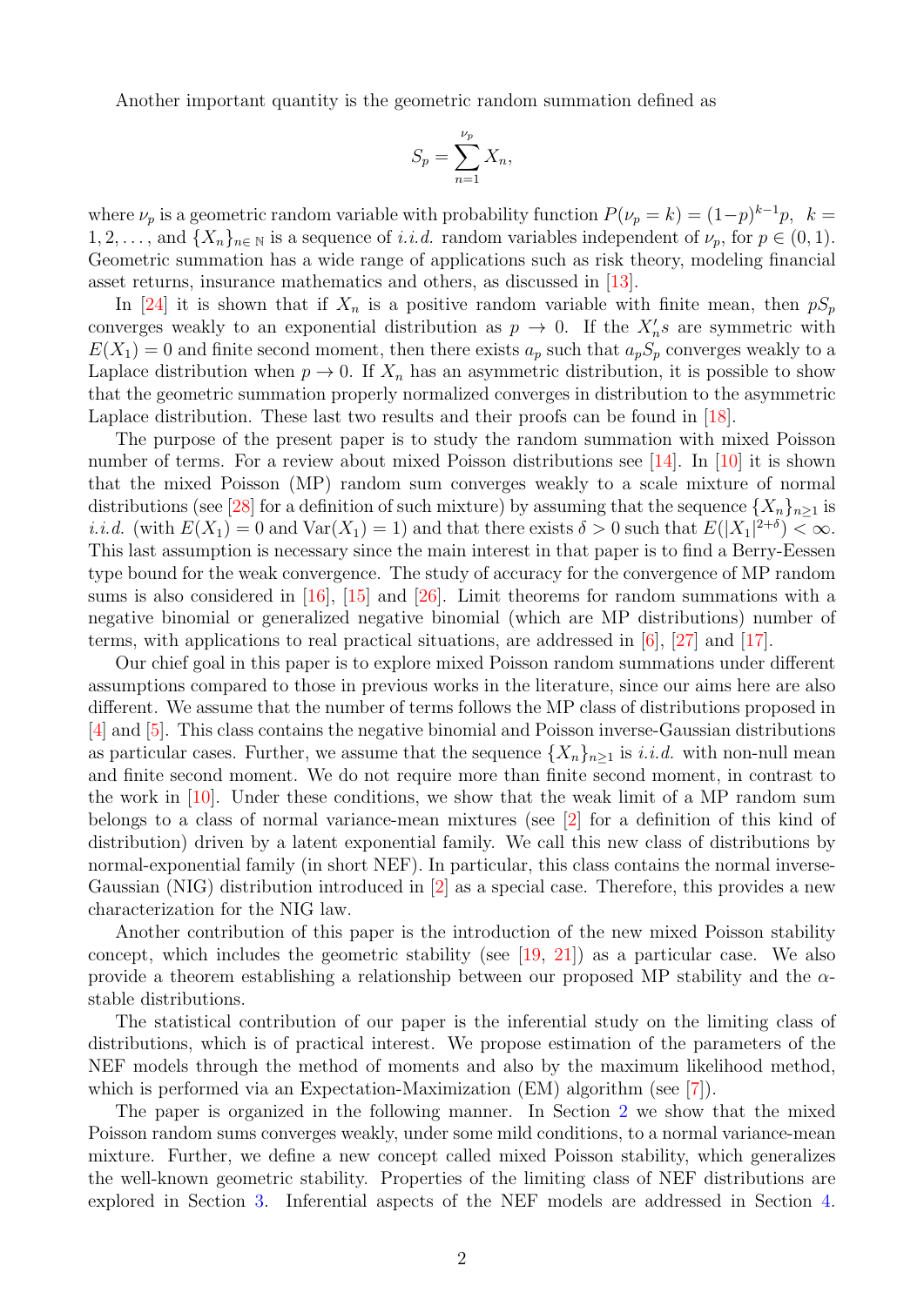Another important quantity is the geometric random summation defined as

$$S_p = \sum_{n=1}^{\nu_p} X_n,$$

where $\nu_p$ is a geometric random variable with probability function $P(\nu_p = k) = (1-p)^{k-1}p$, $k = 1, 2, \ldots$, and $\{X_n\}_{n\in\mathbb{N}}$ is a sequence of *i.i.d.* random variables independent of $\nu_p$, for $p \in (0,1)$. Geometric summation has a wide range of applications such as risk theory, modeling financial asset returns, insurance mathematics and others, as discussed in [13].

In [24] it is shown that if $X_n$ is a positive random variable with finite mean, then $pS_p$ converges weakly to an exponential distribution as $p \to 0$. If the $X_n'$s are symmetric with $E(X_1) = 0$ and finite second moment, then there exists $a_p$ such that $a_p S_p$ converges weakly to a Laplace distribution when $p \to 0$. If $X_n$ has an asymmetric distribution, it is possible to show that the geometric summation properly normalized converges in distribution to the asymmetric Laplace distribution. These last two results and their proofs can be found in [18].

The purpose of the present paper is to study the random summation with mixed Poisson number of terms. For a review about mixed Poisson distributions see [14]. In [10] it is shown that the mixed Poisson (MP) random sum converges weakly to a scale mixture of normal distributions (see [28] for a definition of such mixture) by assuming that the sequence $\{X_n\}_{n\geq 1}$ is *i.i.d.* (with $E(X_1) = 0$ and $\mathrm{Var}(X_1) = 1$) and that there exists $\delta > 0$ such that $E(|X_1|^{2+\delta}) < \infty$. This last assumption is necessary since the main interest in that paper is to find a Berry-Eessen type bound for the weak convergence. The study of accuracy for the convergence of MP random sums is also considered in [16], [15] and [26]. Limit theorems for random summations with a negative binomial or generalized negative binomial (which are MP distributions) number of terms, with applications to real practical situations, are addressed in [6], [27] and [17].

Our chief goal in this paper is to explore mixed Poisson random summations under different assumptions compared to those in previous works in the literature, since our aims here are also different. We assume that the number of terms follows the MP class of distributions proposed in [4] and [5]. This class contains the negative binomial and Poisson inverse-Gaussian distributions as particular cases. Further, we assume that the sequence $\{X_n\}_{n\geq 1}$ is *i.i.d.* with non-null mean and finite second moment. We do not require more than finite second moment, in contrast to the work in [10]. Under these conditions, we show that the weak limit of a MP random sum belongs to a class of normal variance-mean mixtures (see [2] for a definition of this kind of distribution) driven by a latent exponential family. We call this new class of distributions by normal-exponential family (in short NEF). In particular, this class contains the normal inverse-Gaussian (NIG) distribution introduced in [2] as a special case. Therefore, this provides a new characterization for the NIG law.

Another contribution of this paper is the introduction of the new mixed Poisson stability concept, which includes the geometric stability (see [19, 21]) as a particular case. We also provide a theorem establishing a relationship between our proposed MP stability and the $\alpha$-stable distributions.

The statistical contribution of our paper is the inferential study on the limiting class of distributions, which is of practical interest. We propose estimation of the parameters of the NEF models through the method of moments and also by the maximum likelihood method, which is performed via an Expectation-Maximization (EM) algorithm (see [7]).

The paper is organized in the following manner. In Section 2 we show that the mixed Poisson random sums converges weakly, under some mild conditions, to a normal variance-mean mixture. Further, we define a new concept called mixed Poisson stability, which generalizes the well-known geometric stability. Properties of the limiting class of NEF distributions are explored in Section 3. Inferential aspects of the NEF models are addressed in Section 4.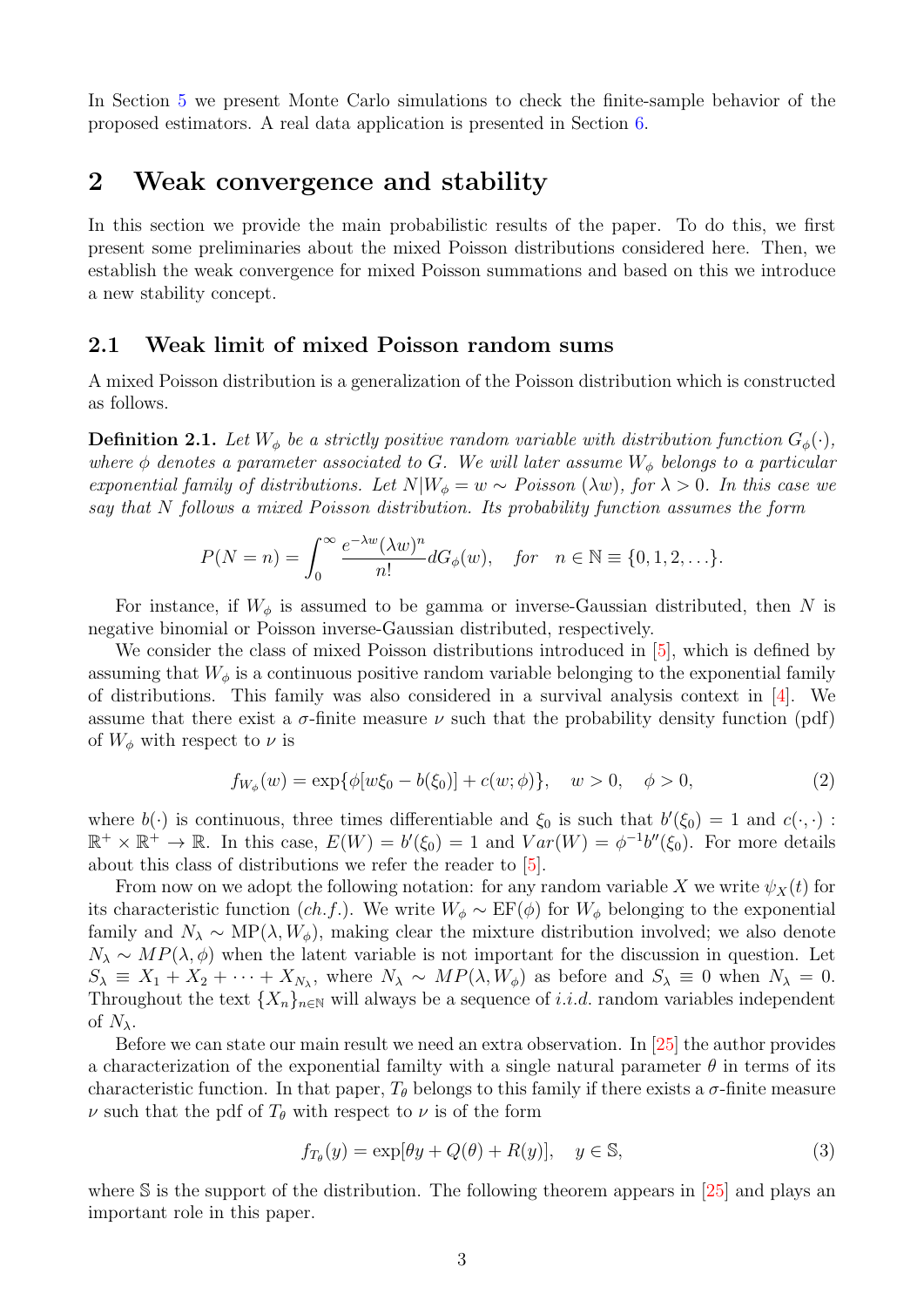In Section 5 we present Monte Carlo simulations to check the finite-sample behavior of the proposed estimators. A real data application is presented in Section 6.

## 2 Weak convergence and stability

In this section we provide the main probabilistic results of the paper. To do this, we first present some preliminaries about the mixed Poisson distributions considered here. Then, we establish the weak convergence for mixed Poisson summations and based on this we introduce a new stability concept.

### 2.1 Weak limit of mixed Poisson random sums

A mixed Poisson distribution is a generalization of the Poisson distribution which is constructed as follows.

**Definition 2.1.** *Let $W_\phi$ be a strictly positive random variable with distribution function $G_\phi(\cdot)$, where $\phi$ denotes a parameter associated to $G$. We will later assume $W_\phi$ belongs to a particular exponential family of distributions. Let $N|W_\phi = w \sim$ Poisson $(\lambda w)$, for $\lambda > 0$. In this case we say that $N$ follows a mixed Poisson distribution. Its probability function assumes the form*

$$P(N = n) = \int_0^\infty \frac{e^{-\lambda w}(\lambda w)^n}{n!} dG_\phi(w), \quad \text{for} \quad n \in \mathbb{N} \equiv \{0, 1, 2, \dots\}.$$

For instance, if $W_\phi$ is assumed to be gamma or inverse-Gaussian distributed, then $N$ is negative binomial or Poisson inverse-Gaussian distributed, respectively.

We consider the class of mixed Poisson distributions introduced in [5], which is defined by assuming that $W_\phi$ is a continuous positive random variable belonging to the exponential family of distributions. This family was also considered in a survival analysis context in [4]. We assume that there exist a $\sigma$-finite measure $\nu$ such that the probability density function (pdf) of $W_\phi$ with respect to $\nu$ is

$$f_{W_\phi}(w) = \exp\{\phi[w\xi_0 - b(\xi_0)] + c(w; \phi)\}, \quad w > 0, \quad \phi > 0, \tag{2}$$

where $b(\cdot)$ is continuous, three times differentiable and $\xi_0$ is such that $b'(\xi_0) = 1$ and $c(\cdot, \cdot) : \mathbb{R}^+ \times \mathbb{R}^+ \to \mathbb{R}$. In this case, $E(W) = b'(\xi_0) = 1$ and $Var(W) = \phi^{-1} b''(\xi_0)$. For more details about this class of distributions we refer the reader to [5].

From now on we adopt the following notation: for any random variable $X$ we write $\psi_X(t)$ for its characteristic function (*ch.f.*). We write $W_\phi \sim \text{EF}(\phi)$ for $W_\phi$ belonging to the exponential family and $N_\lambda \sim \text{MP}(\lambda, W_\phi)$, making clear the mixture distribution involved; we also denote $N_\lambda \sim MP(\lambda, \phi)$ when the latent variable is not important for the discussion in question. Let $S_\lambda \equiv X_1 + X_2 + \cdots + X_{N_\lambda}$, where $N_\lambda \sim MP(\lambda, W_\phi)$ as before and $S_\lambda \equiv 0$ when $N_\lambda = 0$. Throughout the text $\{X_n\}_{n \in \mathbb{N}}$ will always be a sequence of *i.i.d.* random variables independent of $N_\lambda$.

Before we can state our main result we need an extra observation. In [25] the author provides a characterization of the exponential familty with a single natural parameter $\theta$ in terms of its characteristic function. In that paper, $T_\theta$ belongs to this family if there exists a $\sigma$-finite measure $\nu$ such that the pdf of $T_\theta$ with respect to $\nu$ is of the form

$$f_{T_\theta}(y) = \exp[\theta y + Q(\theta) + R(y)], \quad y \in \mathbb{S}, \tag{3}$$

where $\mathbb{S}$ is the support of the distribution. The following theorem appears in [25] and plays an important role in this paper.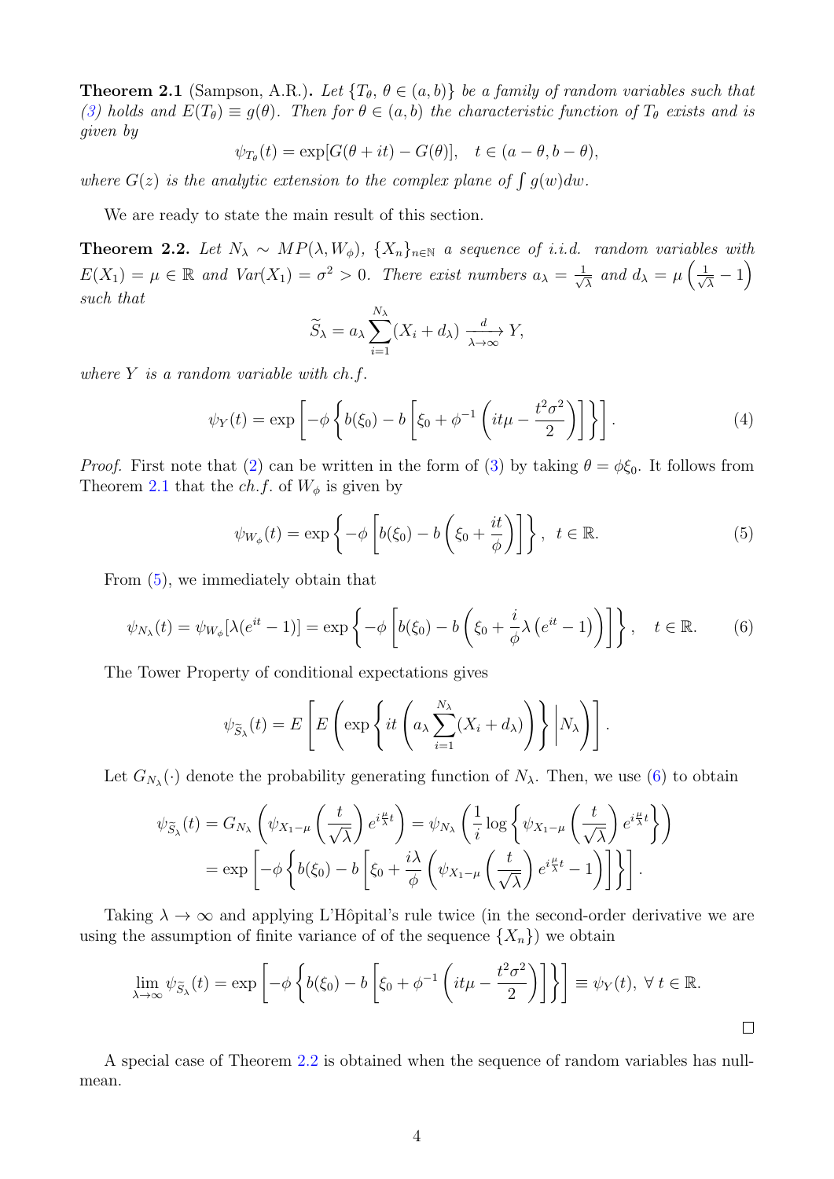**Theorem 2.1** (Sampson, A.R.)**.** *Let $\{T_\theta, \theta \in (a,b)\}$ be a family of random variables such that (3) holds and $E(T_\theta) \equiv g(\theta)$. Then for $\theta \in (a,b)$ the characteristic function of $T_\theta$ exists and is given by*

$$\psi_{T_\theta}(t) = \exp[G(\theta + it) - G(\theta)], \quad t \in (a-\theta, b-\theta),$$

*where $G(z)$ is the analytic extension to the complex plane of $\int g(w)dw$.*

We are ready to state the main result of this section.

**Theorem 2.2.** *Let $N_\lambda \sim MP(\lambda, W_\phi)$, $\{X_n\}_{n\in\mathbb{N}}$ a sequence of i.i.d. random variables with $E(X_1) = \mu \in \mathbb{R}$ and $Var(X_1) = \sigma^2 > 0$. There exist numbers $a_\lambda = \frac{1}{\sqrt{\lambda}}$ and $d_\lambda = \mu\left(\frac{1}{\sqrt{\lambda}} - 1\right)$ such that*

$$\widetilde{S}_\lambda = a_\lambda \sum_{i=1}^{N_\lambda}(X_i + d_\lambda) \xrightarrow[\lambda\to\infty]{d} Y,$$

*where $Y$ is a random variable with ch.f.*

$$\psi_Y(t) = \exp\left[-\phi\left\{b(\xi_0) - b\left[\xi_0 + \phi^{-1}\left(it\mu - \frac{t^2\sigma^2}{2}\right)\right]\right\}\right]. \tag{4}$$

*Proof.* First note that (2) can be written in the form of (3) by taking $\theta = \phi\xi_0$. It follows from Theorem 2.1 that the *ch.f.* of $W_\phi$ is given by

$$\psi_{W_\phi}(t) = \exp\left\{-\phi\left[b(\xi_0) - b\left(\xi_0 + \frac{it}{\phi}\right)\right]\right\}, \ t \in \mathbb{R}. \tag{5}$$

From (5), we immediately obtain that

$$\psi_{N_\lambda}(t) = \psi_{W_\phi}[\lambda(e^{it} - 1)] = \exp\left\{-\phi\left[b(\xi_0) - b\left(\xi_0 + \frac{i}{\phi}\lambda\left(e^{it} - 1\right)\right)\right]\right\}, \quad t \in \mathbb{R}. \tag{6}$$

The Tower Property of conditional expectations gives

$$\psi_{\widetilde{S}_\lambda}(t) = E\left[E\left(\exp\left\{it\left(a_\lambda\sum_{i=1}^{N_\lambda}(X_i + d_\lambda)\right)\right\}\middle| N_\lambda\right)\right].$$

Let $G_{N_\lambda}(\cdot)$ denote the probability generating function of $N_\lambda$. Then, we use (6) to obtain

$$\begin{aligned}
\psi_{\widetilde{S}_\lambda}(t) &= G_{N_\lambda}\left(\psi_{X_1-\mu}\left(\frac{t}{\sqrt{\lambda}}\right)e^{i\frac{\mu}{\lambda}t}\right) = \psi_{N_\lambda}\left(\frac{1}{i}\log\left\{\psi_{X_1-\mu}\left(\frac{t}{\sqrt{\lambda}}\right)e^{i\frac{\mu}{\lambda}t}\right\}\right) \\
&= \exp\left[-\phi\left\{b(\xi_0) - b\left[\xi_0 + \frac{i\lambda}{\phi}\left(\psi_{X_1-\mu}\left(\frac{t}{\sqrt{\lambda}}\right)e^{i\frac{\mu}{\lambda}t} - 1\right)\right]\right\}\right].
\end{aligned}$$

Taking $\lambda \to \infty$ and applying L'Hôpital's rule twice (in the second-order derivative we are using the assumption of finite variance of of the sequence $\{X_n\}$) we obtain

$$\lim_{\lambda\to\infty}\psi_{\widetilde{S}_\lambda}(t) = \exp\left[-\phi\left\{b(\xi_0) - b\left[\xi_0 + \phi^{-1}\left(it\mu - \frac{t^2\sigma^2}{2}\right)\right]\right\}\right] \equiv \psi_Y(t), \ \forall\, t \in \mathbb{R}.$$

$\square$

A special case of Theorem 2.2 is obtained when the sequence of random variables has null-mean.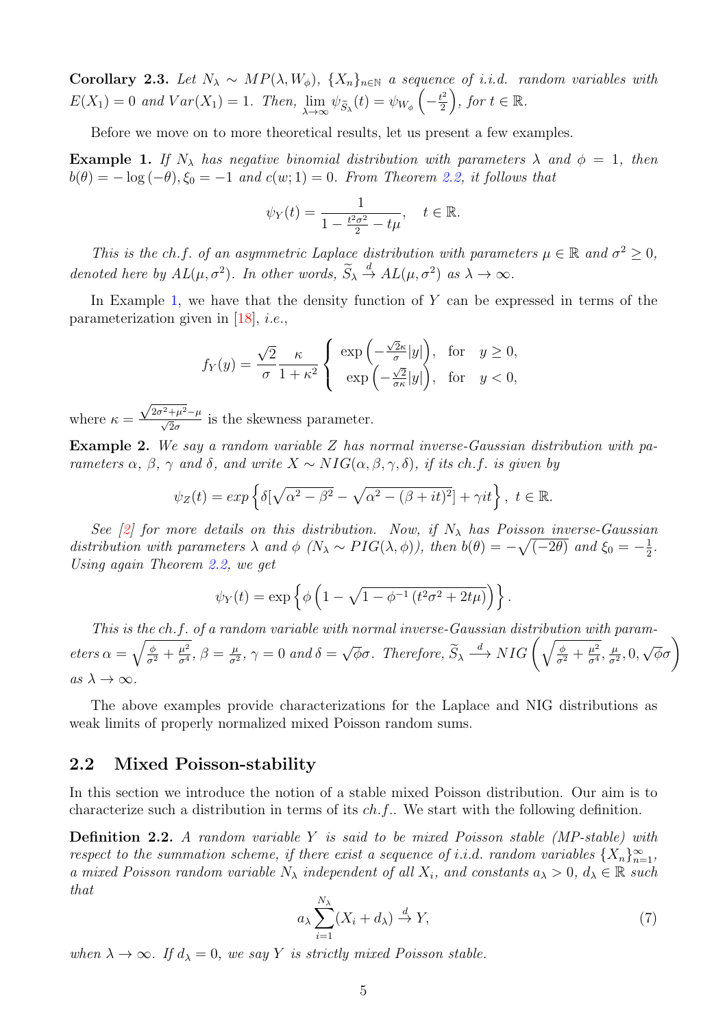**Corollary 2.3.** *Let $N_\lambda \sim MP(\lambda, W_\phi)$, $\{X_n\}_{n\in\mathbb{N}}$ a sequence of i.i.d. random variables with $E(X_1) = 0$ and $Var(X_1) = 1$. Then, $\lim_{\lambda\to\infty} \psi_{\widetilde{S}_\lambda}(t) = \psi_{W_\phi}\left(-\frac{t^2}{2}\right)$, for $t \in \mathbb{R}$.*

Before we move on to more theoretical results, let us present a few examples.

**Example 1.** *If $N_\lambda$ has negative binomial distribution with parameters $\lambda$ and $\phi = 1$, then $b(\theta) = -\log(-\theta), \xi_0 = -1$ and $c(w; 1) = 0$. From Theorem 2.2, it follows that*

$$\psi_Y(t) = \frac{1}{1 - \frac{t^2\sigma^2}{2} - t\mu}, \quad t \in \mathbb{R}.$$

*This is the ch.f. of an asymmetric Laplace distribution with parameters $\mu \in \mathbb{R}$ and $\sigma^2 \geq 0$, denoted here by $AL(\mu, \sigma^2)$. In other words, $\widetilde{S}_\lambda \xrightarrow{d} AL(\mu, \sigma^2)$ as $\lambda \to \infty$.*

In Example 1, we have that the density function of $Y$ can be expressed in terms of the parameterization given in [18], *i.e.*,

$$f_Y(y) = \frac{\sqrt{2}}{\sigma}\frac{\kappa}{1+\kappa^2}\left\{\begin{array}{ll} \exp\left(-\frac{\sqrt{2}\kappa}{\sigma}|y|\right), & \text{for} \quad y \geq 0, \\ \exp\left(-\frac{\sqrt{2}}{\sigma\kappa}|y|\right), & \text{for} \quad y < 0, \end{array}\right.$$

where $\kappa = \frac{\sqrt{2\sigma^2+\mu^2}-\mu}{\sqrt{2}\sigma}$ is the skewness parameter.

**Example 2.** *We say a random variable $Z$ has normal inverse-Gaussian distribution with parameters $\alpha$, $\beta$, $\gamma$ and $\delta$, and write $X \sim NIG(\alpha, \beta, \gamma, \delta)$, if its ch.f. is given by*

$$\psi_Z(t) = exp\left\{\delta[\sqrt{\alpha^2 - \beta^2} - \sqrt{\alpha^2 - (\beta + it)^2}] + \gamma i t\right\}, \; t \in \mathbb{R}.$$

*See [2] for more details on this distribution. Now, if $N_\lambda$ has Poisson inverse-Gaussian distribution with parameters $\lambda$ and $\phi$ ($N_\lambda \sim PIG(\lambda, \phi)$), then $b(\theta) = -\sqrt{(-2\theta)}$ and $\xi_0 = -\frac{1}{2}$. Using again Theorem 2.2, we get*

$$\psi_Y(t) = \exp\left\{\phi\left(1 - \sqrt{1 - \phi^{-1}\left(t^2\sigma^2 + 2t\mu\right)}\right)\right\}.$$

*This is the ch.f. of a random variable with normal inverse-Gaussian distribution with parameters $\alpha = \sqrt{\frac{\phi}{\sigma^2} + \frac{\mu^2}{\sigma^4}}$, $\beta = \frac{\mu}{\sigma^2}$, $\gamma = 0$ and $\delta = \sqrt{\phi}\sigma$. Therefore, $\widetilde{S}_\lambda \xrightarrow{d} NIG\left(\sqrt{\frac{\phi}{\sigma^2} + \frac{\mu^2}{\sigma^4}}, \frac{\mu}{\sigma^2}, 0, \sqrt{\phi}\sigma\right)$ as $\lambda \to \infty$.*

The above examples provide characterizations for the Laplace and NIG distributions as weak limits of properly normalized mixed Poisson random sums.

## 2.2 Mixed Poisson-stability

In this section we introduce the notion of a stable mixed Poisson distribution. Our aim is to characterize such a distribution in terms of its *ch.f.*. We start with the following definition.

**Definition 2.2.** *A random variable $Y$ is said to be mixed Poisson stable (MP-stable) with respect to the summation scheme, if there exist a sequence of i.i.d. random variables $\{X_n\}_{n=1}^\infty$, a mixed Poisson random variable $N_\lambda$ independent of all $X_i$, and constants $a_\lambda > 0$, $d_\lambda \in \mathbb{R}$ such that*

$$a_\lambda \sum_{i=1}^{N_\lambda}(X_i + d_\lambda) \xrightarrow{d} Y, \tag{7}$$

*when $\lambda \to \infty$. If $d_\lambda = 0$, we say $Y$ is strictly mixed Poisson stable.*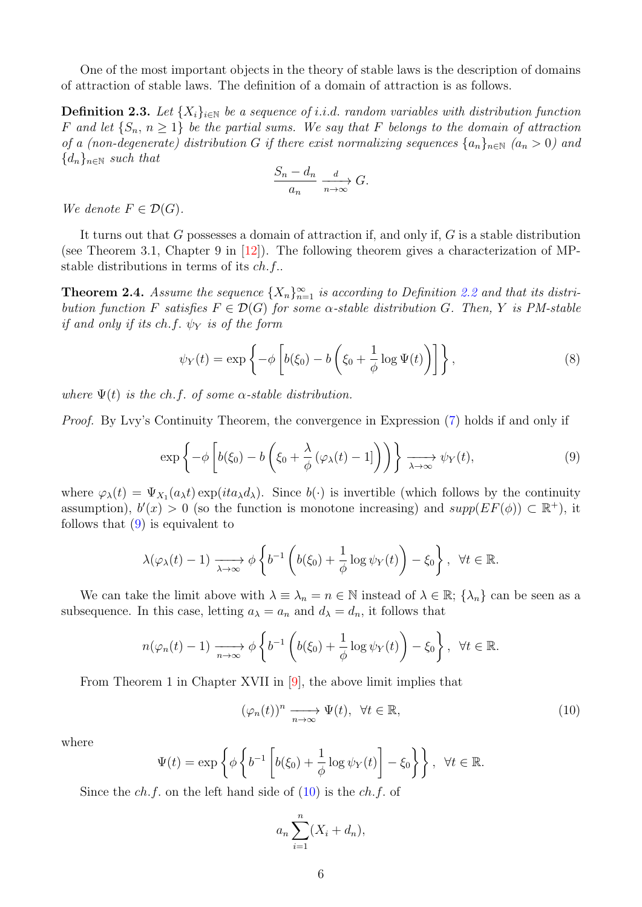One of the most important objects in the theory of stable laws is the description of domains of attraction of stable laws. The definition of a domain of attraction is as follows.

**Definition 2.3.** *Let $\{X_i\}_{i\in\mathbb{N}}$ be a sequence of i.i.d. random variables with distribution function $F$ and let $\{S_n,\, n \geq 1\}$ be the partial sums. We say that $F$ belongs to the domain of attraction of a (non-degenerate) distribution $G$ if there exist normalizing sequences $\{a_n\}_{n\in\mathbb{N}}$ ($a_n > 0$) and $\{d_n\}_{n\in\mathbb{N}}$ such that*

$$\frac{S_n - d_n}{a_n} \xrightarrow[n\to\infty]{d} G.$$

*We denote $F \in \mathcal{D}(G)$.*

It turns out that $G$ possesses a domain of attraction if, and only if, $G$ is a stable distribution (see Theorem 3.1, Chapter 9 in [12]). The following theorem gives a characterization of MP-stable distributions in terms of its *ch.f.*.

**Theorem 2.4.** *Assume the sequence $\{X_n\}_{n=1}^{\infty}$ is according to Definition 2.2 and that its distribution function $F$ satisfies $F \in \mathcal{D}(G)$ for some $\alpha$-stable distribution $G$. Then, $Y$ is PM-stable if and only if its ch.f. $\psi_Y$ is of the form*

$$\psi_Y(t) = \exp\left\{-\phi\left[b(\xi_0) - b\left(\xi_0 + \frac{1}{\phi}\log\Psi(t)\right)\right]\right\}, \tag{8}$$

*where $\Psi(t)$ is the ch.f. of some $\alpha$-stable distribution.*

*Proof.* By Lvy's Continuity Theorem, the convergence in Expression (7) holds if and only if

$$\exp\left\{-\phi\left[b(\xi_0) - b\left(\xi_0 + \frac{\lambda}{\phi}\left(\varphi_\lambda(t) - 1\right]\right)\right)\right\} \xrightarrow[\lambda\to\infty]{} \psi_Y(t), \tag{9}$$

where $\varphi_\lambda(t) = \Psi_{X_1}(a_\lambda t)\exp(ita_\lambda d_\lambda)$. Since $b(\cdot)$ is invertible (which follows by the continuity assumption), $b'(x) > 0$ (so the function is monotone increasing) and $supp(EF(\phi)) \subset \mathbb{R}^+$), it follows that (9) is equivalent to

$$\lambda(\varphi_\lambda(t) - 1) \xrightarrow[\lambda\to\infty]{} \phi\left\{b^{-1}\left(b(\xi_0) + \frac{1}{\phi}\log\psi_Y(t)\right) - \xi_0\right\},\ \ \forall t \in \mathbb{R}.$$

We can take the limit above with $\lambda \equiv \lambda_n = n \in \mathbb{N}$ instead of $\lambda \in \mathbb{R}$; $\{\lambda_n\}$ can be seen as a subsequence. In this case, letting $a_\lambda = a_n$ and $d_\lambda = d_n$, it follows that

$$n(\varphi_n(t) - 1) \xrightarrow[n\to\infty]{} \phi\left\{b^{-1}\left(b(\xi_0) + \frac{1}{\phi}\log\psi_Y(t)\right) - \xi_0\right\},\ \ \forall t \in \mathbb{R}.$$

From Theorem 1 in Chapter XVII in [9], the above limit implies that

$$(\varphi_n(t))^n \xrightarrow[n\to\infty]{} \Psi(t),\ \ \forall t \in \mathbb{R}, \tag{10}$$

where

$$\Psi(t) = \exp\left\{\phi\left\{b^{-1}\left[b(\xi_0) + \frac{1}{\phi}\log\psi_Y(t)\right] - \xi_0\right\}\right\},\ \ \forall t \in \mathbb{R}.$$

Since the *ch.f.* on the left hand side of (10) is the *ch.f.* of

$$a_n\sum_{i=1}^{n}(X_i + d_n),$$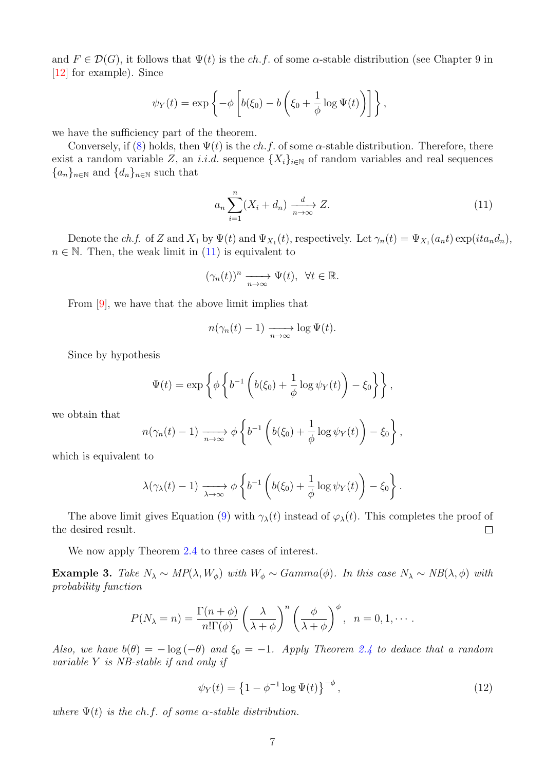and $F \in \mathcal{D}(G)$, it follows that $\Psi(t)$ is the *ch.f.* of some $\alpha$-stable distribution (see Chapter 9 in [12] for example). Since

$$\psi_Y(t) = \exp\left\{-\phi\left[b(\xi_0) - b\left(\xi_0 + \frac{1}{\phi}\log\Psi(t)\right)\right]\right\},$$

we have the sufficiency part of the theorem.

Conversely, if (8) holds, then $\Psi(t)$ is the *ch.f.* of some $\alpha$-stable distribution. Therefore, there exist a random variable $Z$, an *i.i.d.* sequence $\{X_i\}_{i\in\mathbb{N}}$ of random variables and real sequences $\{a_n\}_{n\in\mathbb{N}}$ and $\{d_n\}_{n\in\mathbb{N}}$ such that

$$a_n \sum_{i=1}^{n} (X_i + d_n) \xrightarrow[n\to\infty]{d} Z. \tag{11}$$

Denote the *ch.f.* of $Z$ and $X_1$ by $\Psi(t)$ and $\Psi_{X_1}(t)$, respectively. Let $\gamma_n(t) = \Psi_{X_1}(a_n t)\exp(ita_n d_n)$, $n \in \mathbb{N}$. Then, the weak limit in (11) is equivalent to

$$(\gamma_n(t))^n \xrightarrow[n\to\infty]{} \Psi(t), \;\; \forall t \in \mathbb{R}.$$

From [9], we have that the above limit implies that

$$n(\gamma_n(t) - 1) \xrightarrow[n\to\infty]{} \log\Psi(t).$$

Since by hypothesis

$$\Psi(t) = \exp\left\{\phi\left\{b^{-1}\left(b(\xi_0) + \frac{1}{\phi}\log\psi_Y(t)\right) - \xi_0\right\}\right\},$$

we obtain that

$$n(\gamma_n(t) - 1) \xrightarrow[n\to\infty]{} \phi\left\{b^{-1}\left(b(\xi_0) + \frac{1}{\phi}\log\psi_Y(t)\right) - \xi_0\right\},$$

which is equivalent to

$$\lambda(\gamma_\lambda(t) - 1) \xrightarrow[\lambda\to\infty]{} \phi\left\{b^{-1}\left(b(\xi_0) + \frac{1}{\phi}\log\psi_Y(t)\right) - \xi_0\right\}.$$

The above limit gives Equation (9) with $\gamma_\lambda(t)$ instead of $\varphi_\lambda(t)$. This completes the proof of the desired result. ◻

We now apply Theorem 2.4 to three cases of interest.

**Example 3.** *Take $N_\lambda \sim MP(\lambda, W_\phi)$ with $W_\phi \sim Gamma(\phi)$. In this case $N_\lambda \sim NB(\lambda, \phi)$ with probability function*

$$P(N_\lambda = n) = \frac{\Gamma(n+\phi)}{n!\Gamma(\phi)}\left(\frac{\lambda}{\lambda+\phi}\right)^n \left(\frac{\phi}{\lambda+\phi}\right)^\phi, \;\; n = 0, 1, \cdots.$$

*Also, we have $b(\theta) = -\log(-\theta)$ and $\xi_0 = -1$. Apply Theorem 2.4 to deduce that a random variable $Y$ is NB-stable if and only if*

$$\psi_Y(t) = \left\{1 - \phi^{-1}\log\Psi(t)\right\}^{-\phi}, \tag{12}$$

*where $\Psi(t)$ is the ch.f. of some $\alpha$-stable distribution.*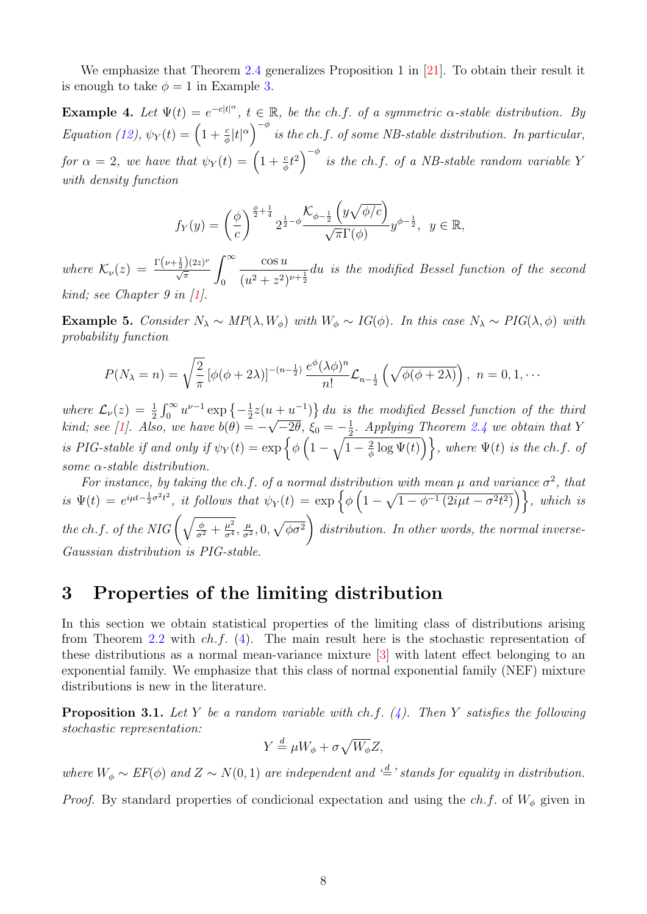We emphasize that Theorem 2.4 generalizes Proposition 1 in [21]. To obtain their result it is enough to take $\phi = 1$ in Example 3.

**Example 4.** *Let $\Psi(t) = e^{-c|t|^\alpha}$, $t \in \mathbb{R}$, be the ch.f. of a symmetric $\alpha$-stable distribution. By Equation (12), $\psi_Y(t) = \left(1 + \frac{c}{\phi}|t|^\alpha\right)^{-\phi}$ is the ch.f. of some NB-stable distribution. In particular, for $\alpha = 2$, we have that $\psi_Y(t) = \left(1 + \frac{c}{\phi}t^2\right)^{-\phi}$ is the ch.f. of a NB-stable random variable $Y$ with density function*

$$f_Y(y) = \left(\frac{\phi}{c}\right)^{\frac{\phi}{2}+\frac{1}{4}} 2^{\frac{1}{2}-\phi} \frac{\mathcal{K}_{\phi-\frac{1}{2}}\left(y\sqrt{\phi/c}\right)}{\sqrt{\pi}\Gamma(\phi)} y^{\phi-\frac{1}{2}}, \ \ y \in \mathbb{R},$$

*where $\mathcal{K}_\nu(z) = \frac{\Gamma\left(\nu+\frac{1}{2}\right)(2z)^\nu}{\sqrt{\pi}} \displaystyle\int_0^\infty \frac{\cos u}{(u^2+z^2)^{\nu+\frac{1}{2}}} du$ is the modified Bessel function of the second kind; see Chapter 9 in [1].*

**Example 5.** *Consider $N_\lambda \sim MP(\lambda, W_\phi)$ with $W_\phi \sim IG(\phi)$. In this case $N_\lambda \sim PIG(\lambda, \phi)$ with probability function*

$$P(N_\lambda = n) = \sqrt{\frac{2}{\pi}} \left[\phi(\phi + 2\lambda)\right]^{-(n-\frac{1}{2})} \frac{e^\phi (\lambda\phi)^n}{n!} \mathcal{L}_{n-\frac{1}{2}}\left(\sqrt{\phi(\phi+2\lambda)}\right), \ n = 0, 1, \cdots$$

*where $\mathcal{L}_\nu(z) = \frac{1}{2}\int_0^\infty u^{\nu-1} \exp\left\{-\frac{1}{2}z(u + u^{-1})\right\} du$ is the modified Bessel function of the third kind; see [1]. Also, we have $b(\theta) = -\sqrt{-2\theta}$, $\xi_0 = -\frac{1}{2}$. Applying Theorem 2.4 we obtain that $Y$ is PIG-stable if and only if $\psi_Y(t) = \exp\left\{\phi\left(1 - \sqrt{1 - \frac{2}{\phi}\log\Psi(t)}\right)\right\}$, where $\Psi(t)$ is the ch.f. of some $\alpha$-stable distribution.*

*For instance, by taking the ch.f. of a normal distribution with mean $\mu$ and variance $\sigma^2$, that is $\Psi(t) = e^{i\mu t - \frac{1}{2}\sigma^2 t^2}$, it follows that $\psi_Y(t) = \exp\left\{\phi\left(1 - \sqrt{1 - \phi^{-1}\left(2i\mu t - \sigma^2 t^2\right)}\right)\right\}$, which is the ch.f. of the NIG$\left(\sqrt{\frac{\phi}{\sigma^2} + \frac{\mu^2}{\sigma^4}}, \frac{\mu}{\sigma^2}, 0, \sqrt{\phi\sigma^2}\right)$ distribution. In other words, the normal inverse-Gaussian distribution is PIG-stable.*

## 3 Properties of the limiting distribution

In this section we obtain statistical properties of the limiting class of distributions arising from Theorem 2.2 with *ch.f.* (4). The main result here is the stochastic representation of these distributions as a normal mean-variance mixture [3] with latent effect belonging to an exponential family. We emphasize that this class of normal exponential family (NEF) mixture distributions is new in the literature.

**Proposition 3.1.** *Let $Y$ be a random variable with ch.f. (4). Then $Y$ satisfies the following stochastic representation:*

$$Y \stackrel{d}{=} \mu W_\phi + \sigma\sqrt{W_\phi} Z,$$

*where $W_\phi \sim EF(\phi)$ and $Z \sim N(0, 1)$ are independent and '$\stackrel{d}{=}$' stands for equality in distribution.*

*Proof.* By standard properties of condicional expectation and using the *ch.f.* of $W_\phi$ given in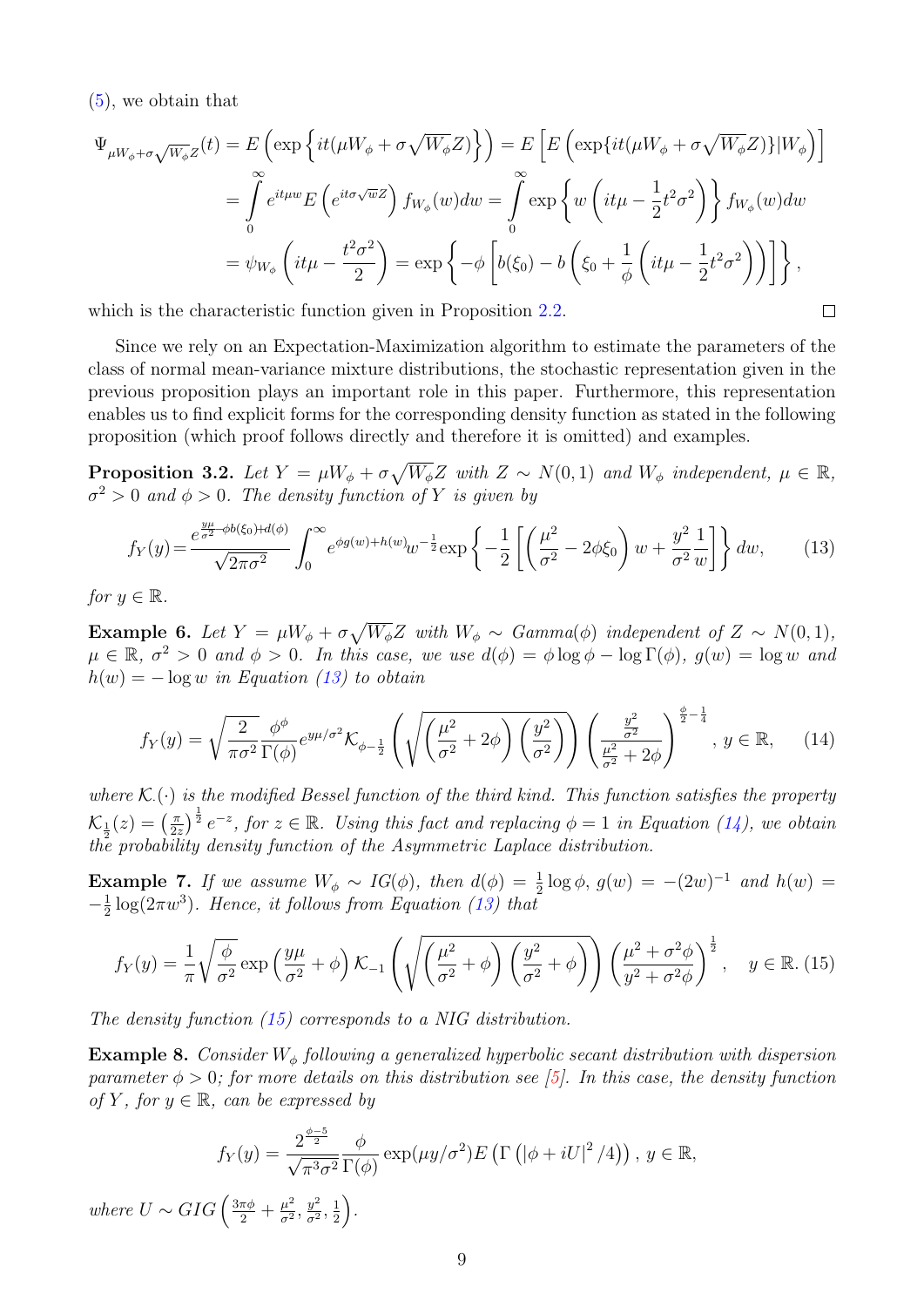(5), we obtain that

$$
\begin{aligned}
\Psi_{\mu W_\phi+\sigma\sqrt{W_\phi}Z}(t) &= E\left(\exp\left\{it(\mu W_\phi+\sigma\sqrt{W_\phi}Z)\right\}\right) = E\left[E\left(\exp\{it(\mu W_\phi+\sigma\sqrt{W_\phi}Z)\}|W_\phi\right)\right] \\
&= \int_0^\infty e^{it\mu w} E\left(e^{it\sigma\sqrt{w}Z}\right) f_{W_\phi}(w)dw = \int_0^\infty \exp\left\{w\left(it\mu - \frac{1}{2}t^2\sigma^2\right)\right\} f_{W_\phi}(w)dw \\
&= \psi_{W_\phi}\left(it\mu - \frac{t^2\sigma^2}{2}\right) = \exp\left\{-\phi\left[b(\xi_0) - b\left(\xi_0 + \frac{1}{\phi}\left(it\mu - \frac{1}{2}t^2\sigma^2\right)\right)\right]\right\},
\end{aligned}
$$

which is the characteristic function given in Proposition 2.2. □

Since we rely on an Expectation-Maximization algorithm to estimate the parameters of the class of normal mean-variance mixture distributions, the stochastic representation given in the previous proposition plays an important role in this paper. Furthermore, this representation enables us to find explicit forms for the corresponding density function as stated in the following proposition (which proof follows directly and therefore it is omitted) and examples.

**Proposition 3.2.** *Let $Y = \mu W_\phi + \sigma\sqrt{W_\phi}Z$ with $Z \sim N(0,1)$ and $W_\phi$ independent, $\mu \in \mathbb{R}$, $\sigma^2 > 0$ and $\phi > 0$. The density function of $Y$ is given by*

$$
f_Y(y) = \frac{e^{\frac{y\mu}{\sigma^2} - \phi b(\xi_0) + d(\phi)}}{\sqrt{2\pi\sigma^2}} \int_0^\infty e^{\phi g(w) + h(w)} w^{-\frac{1}{2}} \exp\left\{-\frac{1}{2}\left[\left(\frac{\mu^2}{\sigma^2} - 2\phi\xi_0\right)w + \frac{y^2}{\sigma^2}\frac{1}{w}\right]\right\} dw, \tag{13}
$$

*for $y \in \mathbb{R}$.*

**Example 6.** *Let $Y = \mu W_\phi + \sigma\sqrt{W_\phi}Z$ with $W_\phi \sim Gamma(\phi)$ independent of $Z \sim N(0,1)$, $\mu \in \mathbb{R}$, $\sigma^2 > 0$ and $\phi > 0$. In this case, we use $d(\phi) = \phi\log\phi - \log\Gamma(\phi)$, $g(w) = \log w$ and $h(w) = -\log w$ in Equation (13) to obtain*

$$
f_Y(y) = \sqrt{\frac{2}{\pi\sigma^2}} \frac{\phi^\phi}{\Gamma(\phi)} e^{y\mu/\sigma^2} \mathcal{K}_{\phi-\frac{1}{2}}\left(\sqrt{\left(\frac{\mu^2}{\sigma^2} + 2\phi\right)\left(\frac{y^2}{\sigma^2}\right)}\right)\left(\frac{\frac{y^2}{\sigma^2}}{\frac{\mu^2}{\sigma^2} + 2\phi}\right)^{\frac{\phi}{2} - \frac{1}{4}}, \; y \in \mathbb{R}, \tag{14}
$$

*where $\mathcal{K}_\cdot(\cdot)$ is the modified Bessel function of the third kind. This function satisfies the property $\mathcal{K}_{\frac{1}{2}}(z) = \left(\frac{\pi}{2z}\right)^{\frac{1}{2}} e^{-z}$, for $z \in \mathbb{R}$. Using this fact and replacing $\phi = 1$ in Equation (14), we obtain the probability density function of the Asymmetric Laplace distribution.*

**Example 7.** *If we assume $W_\phi \sim IG(\phi)$, then $d(\phi) = \frac{1}{2}\log\phi$, $g(w) = -(2w)^{-1}$ and $h(w) = -\frac{1}{2}\log(2\pi w^3)$. Hence, it follows from Equation (13) that*

$$
f_Y(y) = \frac{1}{\pi}\sqrt{\frac{\phi}{\sigma^2}} \exp\left(\frac{y\mu}{\sigma^2} + \phi\right) \mathcal{K}_{-1}\left(\sqrt{\left(\frac{\mu^2}{\sigma^2} + \phi\right)\left(\frac{y^2}{\sigma^2} + \phi\right)}\right)\left(\frac{\mu^2 + \sigma^2\phi}{y^2 + \sigma^2\phi}\right)^{\frac{1}{2}}, \quad y \in \mathbb{R}. \tag{15}
$$

*The density function (15) corresponds to a NIG distribution.*

**Example 8.** *Consider $W_\phi$ following a generalized hyperbolic secant distribution with dispersion parameter $\phi > 0$; for more details on this distribution see [5]. In this case, the density function of $Y$, for $y \in \mathbb{R}$, can be expressed by*

$$
f_Y(y) = \frac{2^{\frac{\phi-5}{2}}}{\sqrt{\pi^3\sigma^2}} \frac{\phi}{\Gamma(\phi)} \exp(\mu y/\sigma^2) E\left(\Gamma\left(|\phi + iU|^2/4\right)\right), \; y \in \mathbb{R},
$$

*where $U \sim GIG\left(\frac{3\pi\phi}{2} + \frac{\mu^2}{\sigma^2}, \frac{y^2}{\sigma^2}, \frac{1}{2}\right)$.*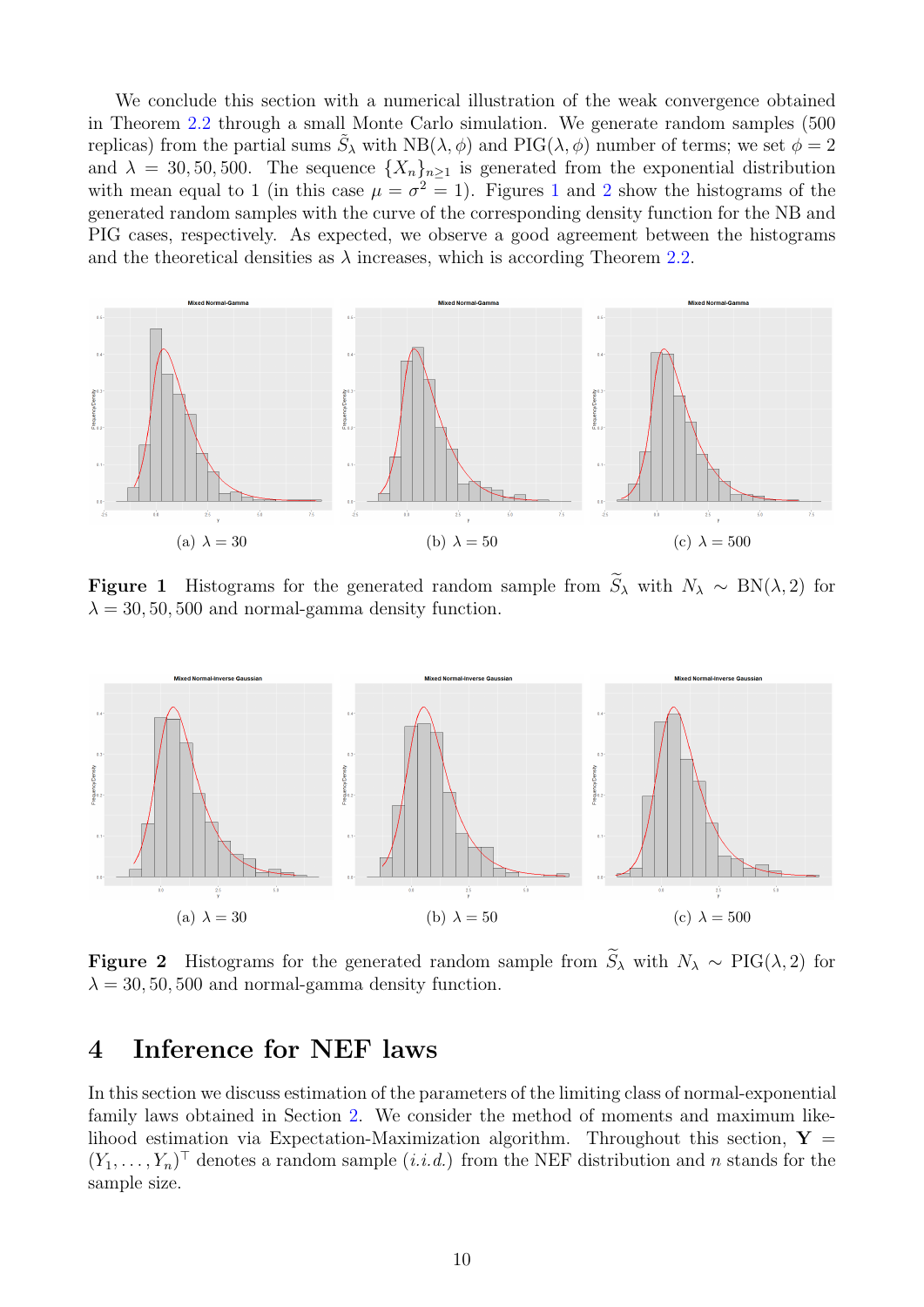We conclude this section with a numerical illustration of the weak convergence obtained in Theorem 2.2 through a small Monte Carlo simulation. We generate random samples (500 replicas) from the partial sums $\tilde{S}_\lambda$ with $\mathrm{NB}(\lambda, \phi)$ and $\mathrm{PIG}(\lambda, \phi)$ number of terms; we set $\phi = 2$ and $\lambda = 30, 50, 500$. The sequence $\{X_n\}_{n\geq 1}$ is generated from the exponential distribution with mean equal to 1 (in this case $\mu = \sigma^2 = 1$). Figures 1 and 2 show the histograms of the generated random samples with the curve of the corresponding density function for the NB and PIG cases, respectively. As expected, we observe a good agreement between the histograms and the theoretical densities as $\lambda$ increases, which is according Theorem 2.2.

(a) $\lambda = 30$ (b) $\lambda = 50$ (c) $\lambda = 500$

**Figure 1** Histograms for the generated random sample from $\widetilde{S}_\lambda$ with $N_\lambda \sim \mathrm{BN}(\lambda, 2)$ for $\lambda = 30, 50, 500$ and normal-gamma density function.

(a) $\lambda = 30$ (b) $\lambda = 50$ (c) $\lambda = 500$

**Figure 2** Histograms for the generated random sample from $\widetilde{S}_\lambda$ with $N_\lambda \sim \mathrm{PIG}(\lambda, 2)$ for $\lambda = 30, 50, 500$ and normal-gamma density function.

# 4 Inference for NEF laws

In this section we discuss estimation of the parameters of the limiting class of normal-exponential family laws obtained in Section 2. We consider the method of moments and maximum likelihood estimation via Expectation-Maximization algorithm. Throughout this section, $\mathbf{Y} = (Y_1, \ldots, Y_n)^\top$ denotes a random sample (*i.i.d.*) from the NEF distribution and $n$ stands for the sample size.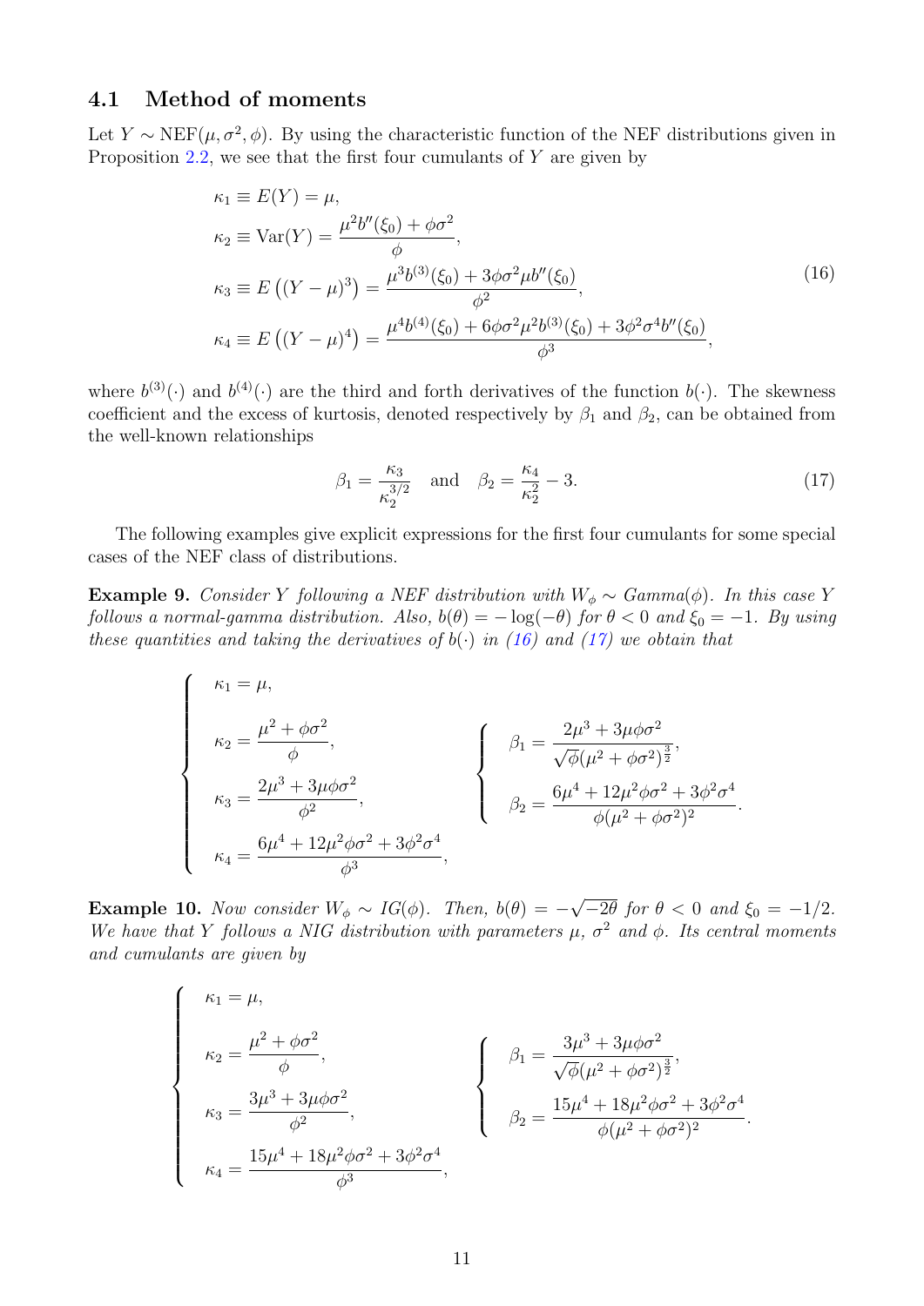### 4.1 Method of moments

Let $Y \sim \text{NEF}(\mu, \sigma^2, \phi)$. By using the characteristic function of the NEF distributions given in Proposition 2.2, we see that the first four cumulants of $Y$ are given by

$$
\begin{aligned}
\kappa_1 &\equiv E(Y) = \mu, \\
\kappa_2 &\equiv \text{Var}(Y) = \frac{\mu^2 b''(\xi_0) + \phi\sigma^2}{\phi}, \\
\kappa_3 &\equiv E\left((Y-\mu)^3\right) = \frac{\mu^3 b^{(3)}(\xi_0) + 3\phi\sigma^2\mu b''(\xi_0)}{\phi^2}, \\
\kappa_4 &\equiv E\left((Y-\mu)^4\right) = \frac{\mu^4 b^{(4)}(\xi_0) + 6\phi\sigma^2\mu^2 b^{(3)}(\xi_0) + 3\phi^2\sigma^4 b''(\xi_0)}{\phi^3},
\end{aligned}
\tag{16}
$$

where $b^{(3)}(\cdot)$ and $b^{(4)}(\cdot)$ are the third and forth derivatives of the function $b(\cdot)$. The skewness coefficient and the excess of kurtosis, denoted respectively by $\beta_1$ and $\beta_2$, can be obtained from the well-known relationships

$$
\beta_1 = \frac{\kappa_3}{\kappa_2^{3/2}} \quad \text{and} \quad \beta_2 = \frac{\kappa_4}{\kappa_2^2} - 3. \tag{17}
$$

The following examples give explicit expressions for the first four cumulants for some special cases of the NEF class of distributions.

**Example 9.** *Consider $Y$ following a NEF distribution with $W_\phi \sim Gamma(\phi)$. In this case $Y$ follows a normal-gamma distribution. Also, $b(\theta) = -\log(-\theta)$ for $\theta < 0$ and $\xi_0 = -1$. By using these quantities and taking the derivatives of $b(\cdot)$ in (16) and (17) we obtain that*

$$
\left\{
\begin{aligned}
\kappa_1 &= \mu, \\
\kappa_2 &= \frac{\mu^2 + \phi\sigma^2}{\phi}, \\
\kappa_3 &= \frac{2\mu^3 + 3\mu\phi\sigma^2}{\phi^2}, \\
\kappa_4 &= \frac{6\mu^4 + 12\mu^2\phi\sigma^2 + 3\phi^2\sigma^4}{\phi^3},
\end{aligned}
\right.
\qquad
\left\{
\begin{aligned}
\beta_1 &= \frac{2\mu^3 + 3\mu\phi\sigma^2}{\sqrt{\phi}(\mu^2 + \phi\sigma^2)^{\frac{3}{2}}}, \\
\beta_2 &= \frac{6\mu^4 + 12\mu^2\phi\sigma^2 + 3\phi^2\sigma^4}{\phi(\mu^2 + \phi\sigma^2)^2}.
\end{aligned}
\right.
$$

**Example 10.** *Now consider $W_\phi \sim IG(\phi)$. Then, $b(\theta) = -\sqrt{-2\theta}$ for $\theta < 0$ and $\xi_0 = -1/2$. We have that $Y$ follows a NIG distribution with parameters $\mu$, $\sigma^2$ and $\phi$. Its central moments and cumulants are given by*

$$
\left\{
\begin{aligned}
\kappa_1 &= \mu, \\
\kappa_2 &= \frac{\mu^2 + \phi\sigma^2}{\phi}, \\
\kappa_3 &= \frac{3\mu^3 + 3\mu\phi\sigma^2}{\phi^2}, \\
\kappa_4 &= \frac{15\mu^4 + 18\mu^2\phi\sigma^2 + 3\phi^2\sigma^4}{\phi^3},
\end{aligned}
\right.
\qquad
\left\{
\begin{aligned}
\beta_1 &= \frac{3\mu^3 + 3\mu\phi\sigma^2}{\sqrt{\phi}(\mu^2 + \phi\sigma^2)^{\frac{3}{2}}}, \\
\beta_2 &= \frac{15\mu^4 + 18\mu^2\phi\sigma^2 + 3\phi^2\sigma^4}{\phi(\mu^2 + \phi\sigma^2)^2}.
\end{aligned}
\right.
$$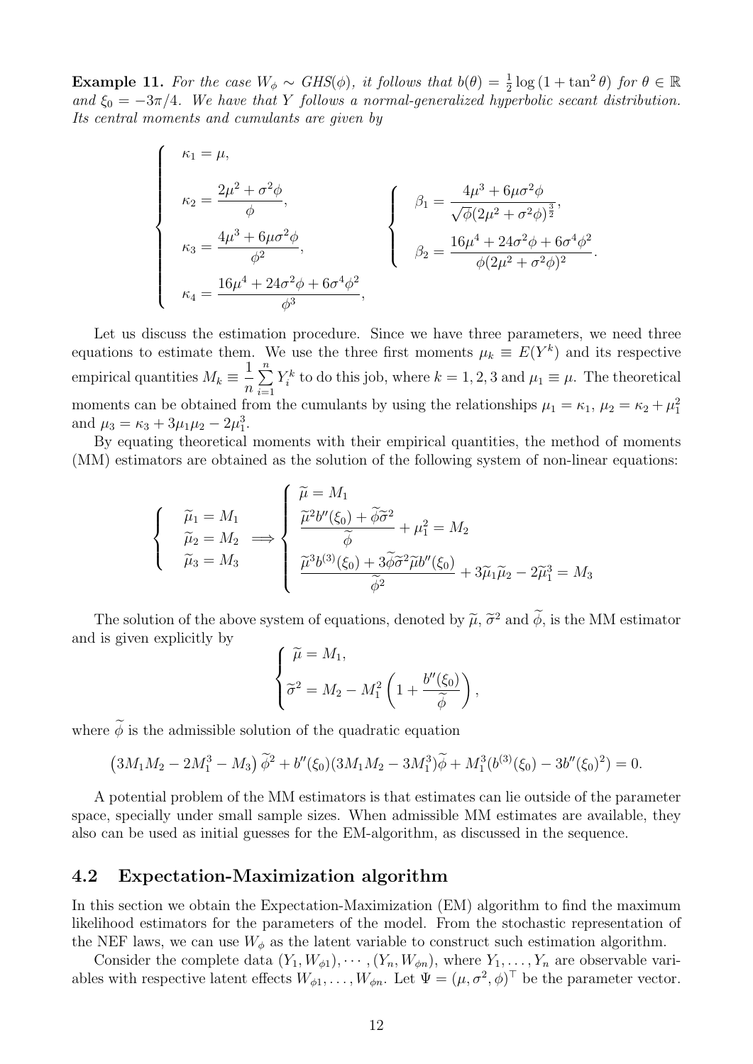**Example 11.** *For the case $W_\phi \sim GHS(\phi)$, it follows that $b(\theta) = \frac{1}{2}\log\left(1+\tan^2\theta\right)$ for $\theta \in \mathbb{R}$ and $\xi_0 = -3\pi/4$. We have that $Y$ follows a normal-generalized hyperbolic secant distribution. Its central moments and cumulants are given by*

$$
\begin{cases}
\kappa_1 = \mu, \\[2mm]
\kappa_2 = \dfrac{2\mu^2 + \sigma^2\phi}{\phi}, \\[2mm]
\kappa_3 = \dfrac{4\mu^3 + 6\mu\sigma^2\phi}{\phi^2}, \\[2mm]
\kappa_4 = \dfrac{16\mu^4 + 24\sigma^2\phi + 6\sigma^4\phi^2}{\phi^3},
\end{cases}
\qquad
\begin{cases}
\beta_1 = \dfrac{4\mu^3 + 6\mu\sigma^2\phi}{\sqrt{\phi}(2\mu^2 + \sigma^2\phi)^{\frac{3}{2}}}, \\[2mm]
\beta_2 = \dfrac{16\mu^4 + 24\sigma^2\phi + 6\sigma^4\phi^2}{\phi(2\mu^2 + \sigma^2\phi)^2}.
\end{cases}
$$

Let us discuss the estimation procedure. Since we have three parameters, we need three equations to estimate them. We use the three first moments $\mu_k \equiv E(Y^k)$ and its respective empirical quantities $M_k \equiv \dfrac{1}{n}\sum_{i=1}^{n} Y_i^k$ to do this job, where $k = 1, 2, 3$ and $\mu_1 \equiv \mu$. The theoretical moments can be obtained from the cumulants by using the relationships $\mu_1 = \kappa_1$, $\mu_2 = \kappa_2 + \mu_1^2$ and $\mu_3 = \kappa_3 + 3\mu_1\mu_2 - 2\mu_1^3$.

By equating theoretical moments with their empirical quantities, the method of moments (MM) estimators are obtained as the solution of the following system of non-linear equations:

$$
\begin{cases}
\widetilde{\mu}_1 = M_1 \\
\widetilde{\mu}_2 = M_2 \\
\widetilde{\mu}_3 = M_3
\end{cases}
\implies
\begin{cases}
\widetilde{\mu} = M_1 \\[2mm]
\dfrac{\widetilde{\mu}^2 b''(\xi_0) + \widetilde{\phi}\widetilde{\sigma}^2}{\widetilde{\phi}} + \mu_1^2 = M_2 \\[2mm]
\dfrac{\widetilde{\mu}^3 b^{(3)}(\xi_0) + 3\widetilde{\phi}\widetilde{\sigma}^2\widetilde{\mu} b''(\xi_0)}{\widetilde{\phi}^2} + 3\widetilde{\mu}_1\widetilde{\mu}_2 - 2\widetilde{\mu}_1^3 = M_3
\end{cases}
$$

The solution of the above system of equations, denoted by $\widetilde{\mu}$, $\widetilde{\sigma}^2$ and $\widetilde{\phi}$, is the MM estimator and is given explicitly by

$$
\begin{cases}
\widetilde{\mu} = M_1, \\[2mm]
\widetilde{\sigma}^2 = M_2 - M_1^2\left(1 + \dfrac{b''(\xi_0)}{\widetilde{\phi}}\right),
\end{cases}
$$

where $\widetilde{\phi}$ is the admissible solution of the quadratic equation

$$
\left(3M_1M_2 - 2M_1^3 - M_3\right)\widetilde{\phi}^2 + b''(\xi_0)(3M_1M_2 - 3M_1^3)\widetilde{\phi} + M_1^3(b^{(3)}(\xi_0) - 3b''(\xi_0)^2) = 0.
$$

A potential problem of the MM estimators is that estimates can lie outside of the parameter space, specially under small sample sizes. When admissible MM estimates are available, they also can be used as initial guesses for the EM-algorithm, as discussed in the sequence.

## 4.2 Expectation-Maximization algorithm

In this section we obtain the Expectation-Maximization (EM) algorithm to find the maximum likelihood estimators for the parameters of the model. From the stochastic representation of the NEF laws, we can use $W_\phi$ as the latent variable to construct such estimation algorithm.

Consider the complete data $(Y_1, W_{\phi 1}), \cdots, (Y_n, W_{\phi n})$, where $Y_1, \ldots, Y_n$ are observable variables with respective latent effects $W_{\phi 1}, \ldots, W_{\phi n}$. Let $\Psi = (\mu, \sigma^2, \phi)^\top$ be the parameter vector.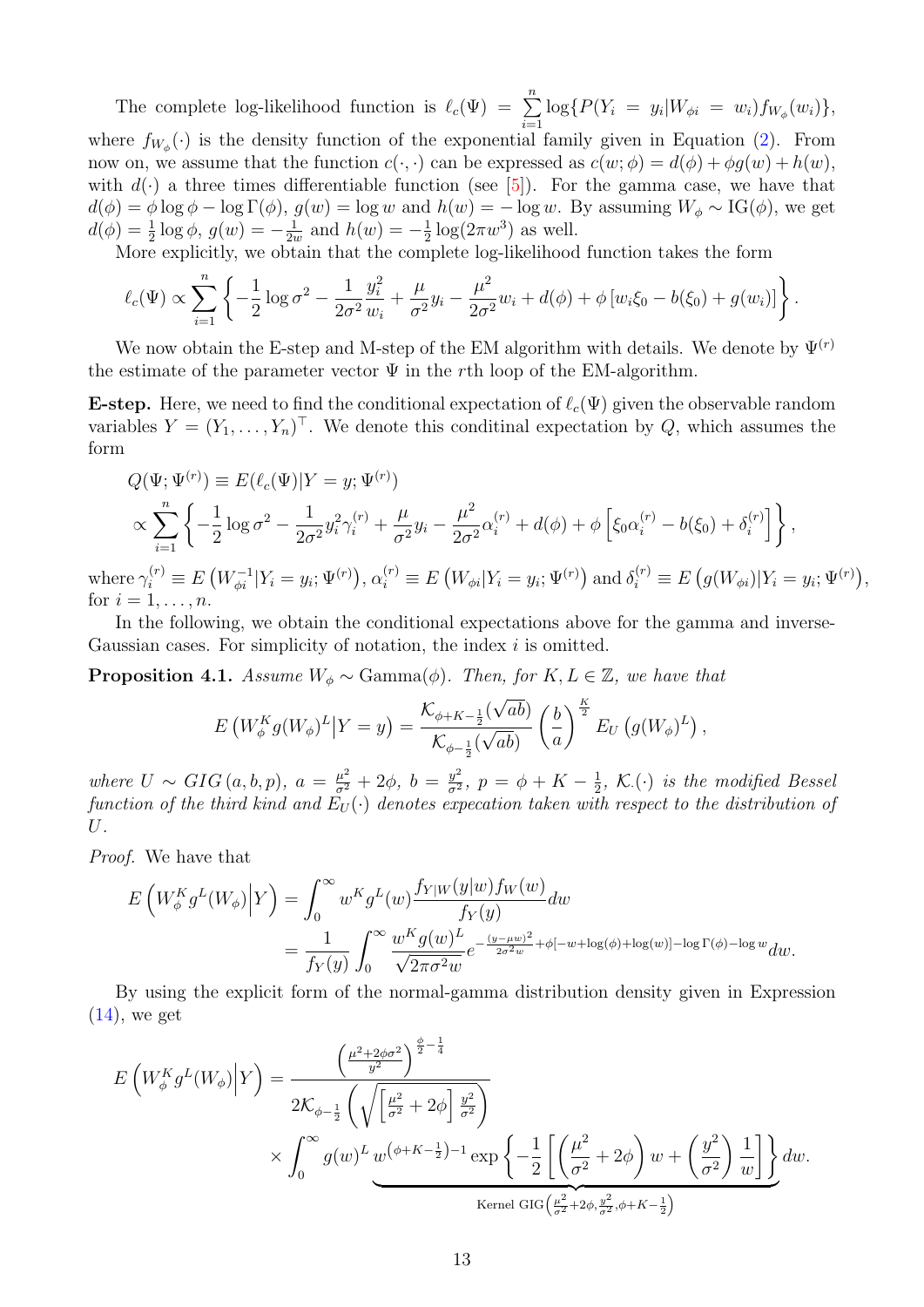The complete log-likelihood function is $\ell_c(\Psi) = \sum_{i=1}^{n} \log\{P(Y_i = y_i | W_{\phi i} = w_i) f_{W_\phi}(w_i)\}$, where $f_{W_\phi}(\cdot)$ is the density function of the exponential family given in Equation (2). From now on, we assume that the function $c(\cdot,\cdot)$ can be expressed as $c(w;\phi) = d(\phi) + \phi g(w) + h(w)$, with $d(\cdot)$ a three times differentiable function (see [5]). For the gamma case, we have that $d(\phi) = \phi \log \phi - \log \Gamma(\phi)$, $g(w) = \log w$ and $h(w) = -\log w$. By assuming $W_\phi \sim \mathrm{IG}(\phi)$, we get $d(\phi) = \frac{1}{2}\log\phi$, $g(w) = -\frac{1}{2w}$ and $h(w) = -\frac{1}{2}\log(2\pi w^3)$ as well.

More explicitly, we obtain that the complete log-likelihood function takes the form

$$\ell_c(\Psi) \propto \sum_{i=1}^{n} \left\{ -\frac{1}{2}\log\sigma^2 - \frac{1}{2\sigma^2}\frac{y_i^2}{w_i} + \frac{\mu}{\sigma^2} y_i - \frac{\mu^2}{2\sigma^2} w_i + d(\phi) + \phi\left[w_i \xi_0 - b(\xi_0) + g(w_i)\right] \right\}.$$

We now obtain the E-step and M-step of the EM algorithm with details. We denote by $\Psi^{(r)}$ the estimate of the parameter vector $\Psi$ in the $r$th loop of the EM-algorithm.

**E-step.** Here, we need to find the conditional expectation of $\ell_c(\Psi)$ given the observable random variables $Y = (Y_1, \ldots, Y_n)^\top$. We denote this conditinal expectation by $Q$, which assumes the form

$$\begin{aligned}
&Q(\Psi;\Psi^{(r)}) \equiv E(\ell_c(\Psi)|Y = y;\Psi^{(r)}) \\
&\propto \sum_{i=1}^{n} \left\{ -\frac{1}{2}\log\sigma^2 - \frac{1}{2\sigma^2} y_i^2 \gamma_i^{(r)} + \frac{\mu}{\sigma^2} y_i - \frac{\mu^2}{2\sigma^2}\alpha_i^{(r)} + d(\phi) + \phi\left[\xi_0 \alpha_i^{(r)} - b(\xi_0) + \delta_i^{(r)}\right] \right\},
\end{aligned}$$

where $\gamma_i^{(r)} \equiv E\left(W_{\phi i}^{-1}|Y_i = y_i;\Psi^{(r)}\right)$, $\alpha_i^{(r)} \equiv E\left(W_{\phi i}|Y_i = y_i;\Psi^{(r)}\right)$ and $\delta_i^{(r)} \equiv E\left(g(W_{\phi i})|Y_i = y_i;\Psi^{(r)}\right)$, for $i = 1, \ldots, n$.

In the following, we obtain the conditional expectations above for the gamma and inverse-Gaussian cases. For simplicity of notation, the index $i$ is omitted.

**Proposition 4.1.** *Assume $W_\phi \sim \mathrm{Gamma}(\phi)$. Then, for $K, L \in \mathbb{Z}$, we have that*

$$E\left(W_\phi^K g(W_\phi)^L \middle| Y = y\right) = \frac{\mathcal{K}_{\phi+K-\frac{1}{2}}(\sqrt{ab})}{\mathcal{K}_{\phi-\frac{1}{2}}(\sqrt{ab})}\left(\frac{b}{a}\right)^{\frac{K}{2}} E_U\left(g(W_\phi)^L\right),$$

*where $U \sim GIG(a, b, p)$, $a = \frac{\mu^2}{\sigma^2} + 2\phi$, $b = \frac{y^2}{\sigma^2}$, $p = \phi + K - \frac{1}{2}$, $\mathcal{K}_\cdot(\cdot)$ is the modified Bessel function of the third kind and $E_U(\cdot)$ denotes expecation taken with respect to the distribution of $U$.*

*Proof.* We have that

$$\begin{aligned}
E\left(W_\phi^K g^L(W_\phi)\middle| Y\right) &= \int_0^\infty w^K g^L(w) \frac{f_{Y|W}(y|w) f_W(w)}{f_Y(y)} dw \\
&= \frac{1}{f_Y(y)} \int_0^\infty \frac{w^K g(w)^L}{\sqrt{2\pi\sigma^2 w}} e^{-\frac{(y-\mu w)^2}{2\sigma^2 w} + \phi[-w + \log(\phi) + \log(w)] - \log\Gamma(\phi) - \log w} dw.
\end{aligned}$$

By using the explicit form of the normal-gamma distribution density given in Expression (14), we get

$$\begin{aligned}
E\left(W_\phi^K g^L(W_\phi)\middle| Y\right) &= \frac{\left(\frac{\mu^2 + 2\phi\sigma^2}{y^2}\right)^{\frac{\phi}{2} - \frac{1}{4}}}{2\mathcal{K}_{\phi-\frac{1}{2}}\left(\sqrt{\left[\frac{\mu^2}{\sigma^2} + 2\phi\right]\frac{y^2}{\sigma^2}}\right)} \\
&\quad \times \int_0^\infty g(w)^L \underbrace{w^{\left(\phi + K - \frac{1}{2}\right) - 1} \exp\left\{-\frac{1}{2}\left[\left(\frac{\mu^2}{\sigma^2} + 2\phi\right) w + \left(\frac{y^2}{\sigma^2}\right)\frac{1}{w}\right]\right\}}_{\text{Kernel GIG}\left(\frac{\mu^2}{\sigma^2} + 2\phi, \frac{y^2}{\sigma^2}, \phi + K - \frac{1}{2}\right)} dw.
\end{aligned}$$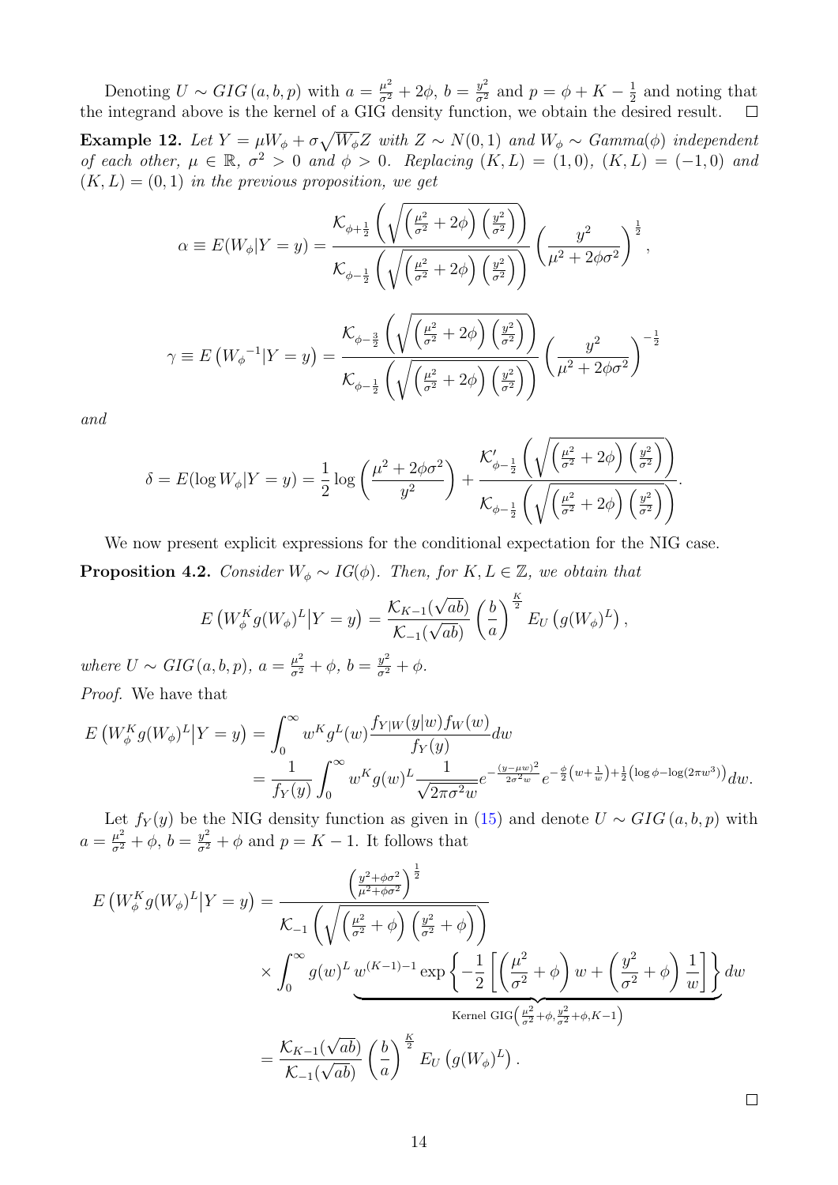Denoting $U \sim GIG(a, b, p)$ with $a = \frac{\mu^2}{\sigma^2} + 2\phi$, $b = \frac{y^2}{\sigma^2}$ and $p = \phi + K - \frac{1}{2}$ and noting that the integrand above is the kernel of a GIG density function, we obtain the desired result. □

**Example 12.** *Let $Y = \mu W_\phi + \sigma\sqrt{W_\phi}Z$ with $Z \sim N(0,1)$ and $W_\phi \sim Gamma(\phi)$ independent of each other, $\mu \in \mathbb{R}$, $\sigma^2 > 0$ and $\phi > 0$. Replacing $(K, L) = (1, 0)$, $(K, L) = (-1, 0)$ and $(K, L) = (0, 1)$ in the previous proposition, we get*

$$\alpha \equiv E(W_\phi|Y = y) = \frac{\mathcal{K}_{\phi+\frac{1}{2}}\left(\sqrt{\left(\frac{\mu^2}{\sigma^2} + 2\phi\right)\left(\frac{y^2}{\sigma^2}\right)}\right)}{\mathcal{K}_{\phi-\frac{1}{2}}\left(\sqrt{\left(\frac{\mu^2}{\sigma^2} + 2\phi\right)\left(\frac{y^2}{\sigma^2}\right)}\right)}\left(\frac{y^2}{\mu^2 + 2\phi\sigma^2}\right)^{\frac{1}{2}},$$

$$\gamma \equiv E\left({W_\phi}^{-1}|Y = y\right) = \frac{\mathcal{K}_{\phi-\frac{3}{2}}\left(\sqrt{\left(\frac{\mu^2}{\sigma^2} + 2\phi\right)\left(\frac{y^2}{\sigma^2}\right)}\right)}{\mathcal{K}_{\phi-\frac{1}{2}}\left(\sqrt{\left(\frac{\mu^2}{\sigma^2} + 2\phi\right)\left(\frac{y^2}{\sigma^2}\right)}\right)}\left(\frac{y^2}{\mu^2 + 2\phi\sigma^2}\right)^{-\frac{1}{2}}$$

*and*

$$\delta = E(\log W_\phi|Y = y) = \frac{1}{2}\log\left(\frac{\mu^2 + 2\phi\sigma^2}{y^2}\right) + \frac{\mathcal{K}'_{\phi-\frac{1}{2}}\left(\sqrt{\left(\frac{\mu^2}{\sigma^2} + 2\phi\right)\left(\frac{y^2}{\sigma^2}\right)}\right)}{\mathcal{K}_{\phi-\frac{1}{2}}\left(\sqrt{\left(\frac{\mu^2}{\sigma^2} + 2\phi\right)\left(\frac{y^2}{\sigma^2}\right)}\right)}.$$

We now present explicit expressions for the conditional expectation for the NIG case.

**Proposition 4.2.** *Consider $W_\phi \sim IG(\phi)$. Then, for $K, L \in \mathbb{Z}$, we obtain that*

$$E\left(W_\phi^K g(W_\phi)^L \middle| Y = y\right) = \frac{\mathcal{K}_{K-1}(\sqrt{ab})}{\mathcal{K}_{-1}(\sqrt{ab})}\left(\frac{b}{a}\right)^{\frac{K}{2}} E_U\left(g(W_\phi)^L\right),$$

*where $U \sim GIG(a, b, p)$, $a = \frac{\mu^2}{\sigma^2} + \phi$, $b = \frac{y^2}{\sigma^2} + \phi$.*

*Proof.* We have that

$$\begin{aligned} E\left(W_\phi^K g(W_\phi)^L \middle| Y = y\right) &= \int_0^\infty w^K g^L(w) \frac{f_{Y|W}(y|w) f_W(w)}{f_Y(y)} dw \\ &= \frac{1}{f_Y(y)} \int_0^\infty w^K g(w)^L \frac{1}{\sqrt{2\pi\sigma^2 w}} e^{-\frac{(y-\mu w)^2}{2\sigma^2 w}} e^{-\frac{\phi}{2}\left(w + \frac{1}{w}\right) + \frac{1}{2}\left(\log\phi - \log(2\pi w^3)\right)} dw. \end{aligned}$$

Let $f_Y(y)$ be the NIG density function as given in (15) and denote $U \sim GIG(a, b, p)$ with $a = \frac{\mu^2}{\sigma^2} + \phi$, $b = \frac{y^2}{\sigma^2} + \phi$ and $p = K - 1$. It follows that

$$\begin{aligned} E\left(W_\phi^K g(W_\phi)^L \middle| Y = y\right) &= \frac{\left(\frac{y^2 + \phi\sigma^2}{\mu^2 + \phi\sigma^2}\right)^{\frac{1}{2}}}{\mathcal{K}_{-1}\left(\sqrt{\left(\frac{\mu^2}{\sigma^2} + \phi\right)\left(\frac{y^2}{\sigma^2} + \phi\right)}\right)} \\ &\quad \times \int_0^\infty g(w)^L \underbrace{w^{(K-1)-1} \exp\left\{-\frac{1}{2}\left[\left(\frac{\mu^2}{\sigma^2} + \phi\right) w + \left(\frac{y^2}{\sigma^2} + \phi\right)\frac{1}{w}\right]\right\}}_{\text{Kernel GIG}\left(\frac{\mu^2}{\sigma^2} + \phi, \frac{y^2}{\sigma^2} + \phi, K-1\right)} dw \\ &= \frac{\mathcal{K}_{K-1}(\sqrt{ab})}{\mathcal{K}_{-1}(\sqrt{ab})}\left(\frac{b}{a}\right)^{\frac{K}{2}} E_U\left(g(W_\phi)^L\right). \end{aligned}$$

□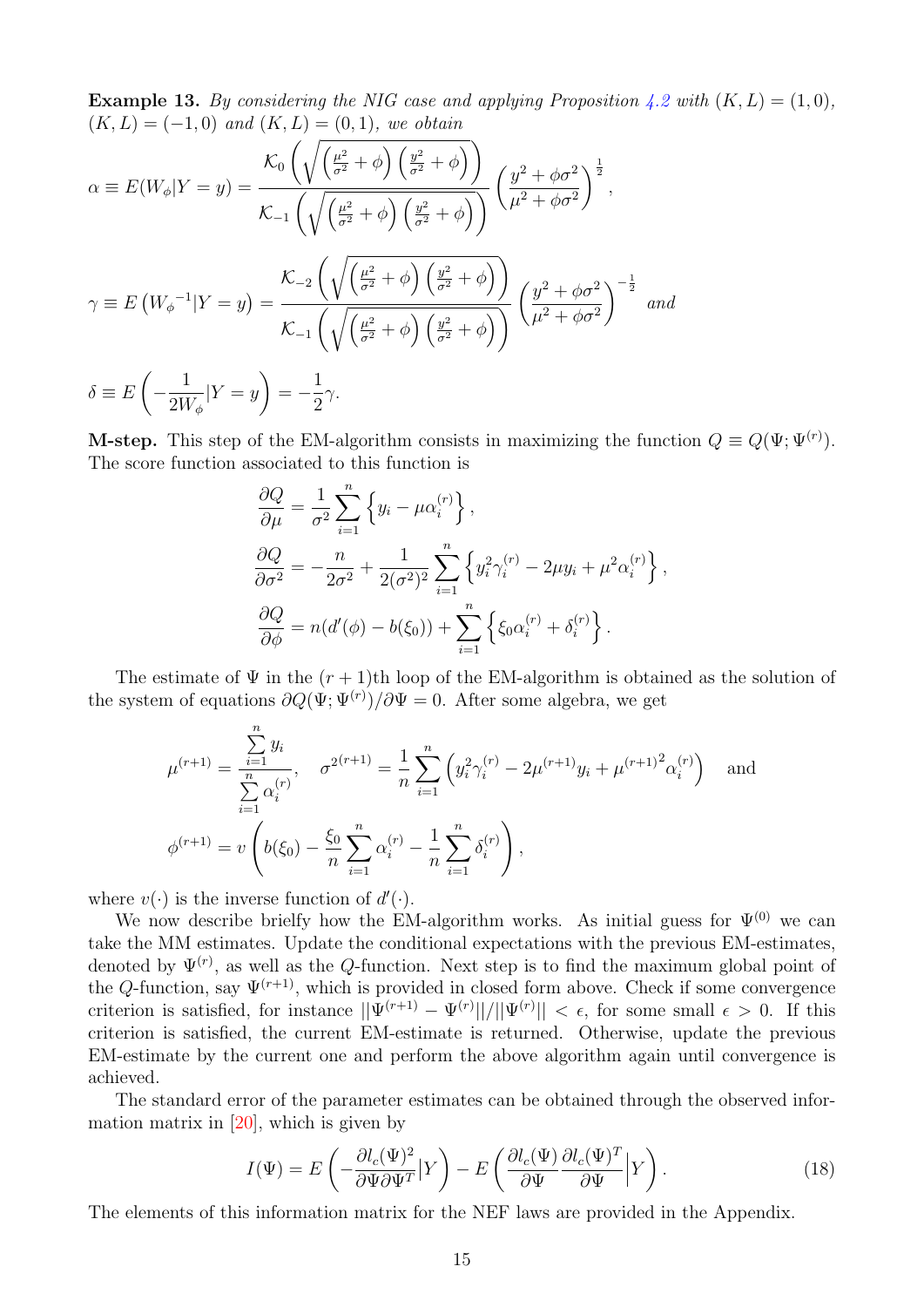**Example 13.** *By considering the NIG case and applying Proposition 4.2 with $(K, L) = (1, 0)$, $(K, L) = (-1, 0)$ and $(K, L) = (0, 1)$, we obtain*

$$\alpha \equiv E(W_\phi|Y=y) = \frac{\mathcal{K}_0\left(\sqrt{\left(\frac{\mu^2}{\sigma^2}+\phi\right)\left(\frac{y^2}{\sigma^2}+\phi\right)}\right)}{\mathcal{K}_{-1}\left(\sqrt{\left(\frac{\mu^2}{\sigma^2}+\phi\right)\left(\frac{y^2}{\sigma^2}+\phi\right)}\right)}\left(\frac{y^2+\phi\sigma^2}{\mu^2+\phi\sigma^2}\right)^{\frac{1}{2}},$$

$$\gamma \equiv E\left({W_\phi}^{-1}|Y=y\right) = \frac{\mathcal{K}_{-2}\left(\sqrt{\left(\frac{\mu^2}{\sigma^2}+\phi\right)\left(\frac{y^2}{\sigma^2}+\phi\right)}\right)}{\mathcal{K}_{-1}\left(\sqrt{\left(\frac{\mu^2}{\sigma^2}+\phi\right)\left(\frac{y^2}{\sigma^2}+\phi\right)}\right)}\left(\frac{y^2+\phi\sigma^2}{\mu^2+\phi\sigma^2}\right)^{-\frac{1}{2}} \quad and$$

$$\delta \equiv E\left(-\frac{1}{2W_\phi}|Y=y\right) = -\frac{1}{2}\gamma.$$

**M-step.** This step of the EM-algorithm consists in maximizing the function $Q \equiv Q(\Psi; \Psi^{(r)})$. The score function associated to this function is

$$\begin{aligned}
\frac{\partial Q}{\partial \mu} &= \frac{1}{\sigma^2}\sum_{i=1}^n\left\{y_i - \mu\alpha_i^{(r)}\right\},\\
\frac{\partial Q}{\partial \sigma^2} &= -\frac{n}{2\sigma^2} + \frac{1}{2(\sigma^2)^2}\sum_{i=1}^n\left\{y_i^2\gamma_i^{(r)} - 2\mu y_i + \mu^2\alpha_i^{(r)}\right\},\\
\frac{\partial Q}{\partial \phi} &= n(d'(\phi) - b(\xi_0)) + \sum_{i=1}^n\left\{\xi_0\alpha_i^{(r)} + \delta_i^{(r)}\right\}.
\end{aligned}$$

The estimate of $\Psi$ in the $(r+1)$th loop of the EM-algorithm is obtained as the solution of the system of equations $\partial Q(\Psi; \Psi^{(r)})/\partial\Psi = 0$. After some algebra, we get

$$\mu^{(r+1)} = \frac{\sum_{i=1}^n y_i}{\sum_{i=1}^n \alpha_i^{(r)}}, \quad \sigma^{2(r+1)} = \frac{1}{n}\sum_{i=1}^n\left(y_i^2\gamma_i^{(r)} - 2\mu^{(r+1)}y_i + {\mu^{(r+1)}}^2\alpha_i^{(r)}\right) \quad \text{and}$$

$$\phi^{(r+1)} = v\left(b(\xi_0) - \frac{\xi_0}{n}\sum_{i=1}^n\alpha_i^{(r)} - \frac{1}{n}\sum_{i=1}^n\delta_i^{(r)}\right),$$

where $v(\cdot)$ is the inverse function of $d'(\cdot)$.

We now describe briefly how the EM-algorithm works. As initial guess for $\Psi^{(0)}$ we can take the MM estimates. Update the conditional expectations with the previous EM-estimates, denoted by $\Psi^{(r)}$, as well as the $Q$-function. Next step is to find the maximum global point of the $Q$-function, say $\Psi^{(r+1)}$, which is provided in closed form above. Check if some convergence criterion is satisfied, for instance $||\Psi^{(r+1)} - \Psi^{(r)}||/||\Psi^{(r)}|| < \epsilon$, for some small $\epsilon > 0$. If this criterion is satisfied, the current EM-estimate is returned. Otherwise, update the previous EM-estimate by the current one and perform the above algorithm again until convergence is achieved.

The standard error of the parameter estimates can be obtained through the observed information matrix in [20], which is given by

$$I(\Psi) = E\left(-\frac{\partial l_c(\Psi)^2}{\partial\Psi\partial\Psi^T}\big|Y\right) - E\left(\frac{\partial l_c(\Psi)}{\partial\Psi}\frac{\partial l_c(\Psi)^T}{\partial\Psi}\Big|Y\right). \tag{18}$$

The elements of this information matrix for the NEF laws are provided in the Appendix.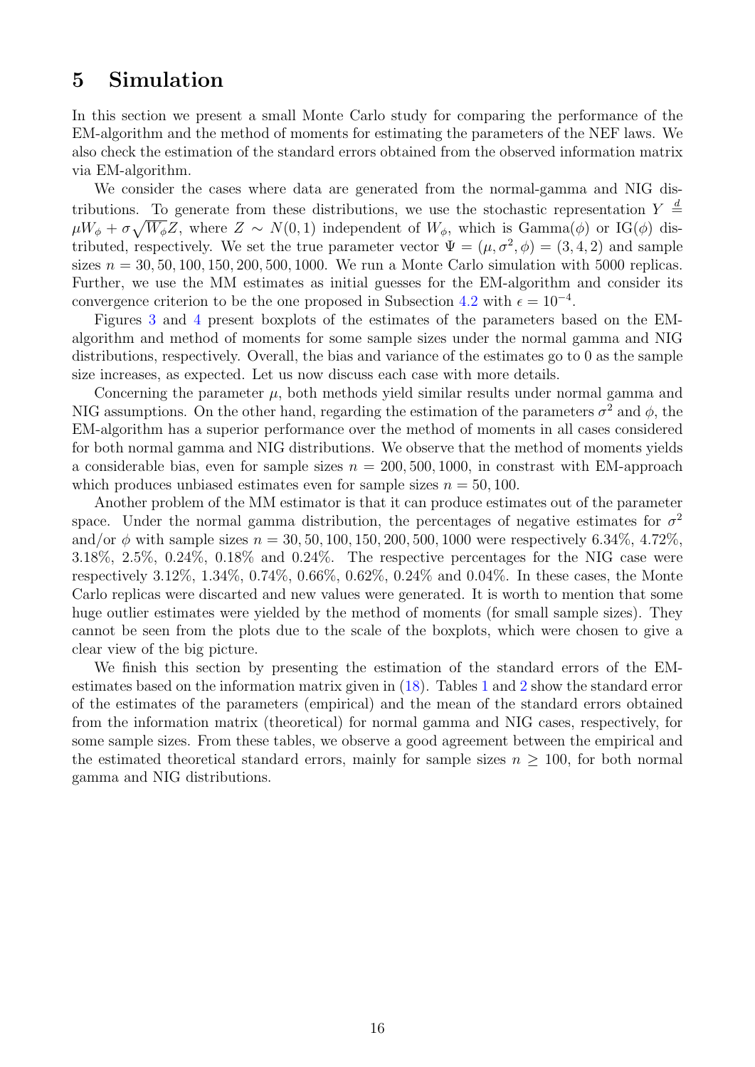# 5 Simulation

In this section we present a small Monte Carlo study for comparing the performance of the EM-algorithm and the method of moments for estimating the parameters of the NEF laws. We also check the estimation of the standard errors obtained from the observed information matrix via EM-algorithm.

We consider the cases where data are generated from the normal-gamma and NIG distributions. To generate from these distributions, we use the stochastic representation $Y \stackrel{d}{=} \mu W_\phi + \sigma\sqrt{W_\phi} Z$, where $Z \sim N(0,1)$ independent of $W_\phi$, which is Gamma($\phi$) or IG($\phi$) distributed, respectively. We set the true parameter vector $\Psi = (\mu, \sigma^2, \phi) = (3, 4, 2)$ and sample sizes $n = 30, 50, 100, 150, 200, 500, 1000$. We run a Monte Carlo simulation with 5000 replicas. Further, we use the MM estimates as initial guesses for the EM-algorithm and consider its convergence criterion to be the one proposed in Subsection 4.2 with $\epsilon = 10^{-4}$.

Figures 3 and 4 present boxplots of the estimates of the parameters based on the EM-algorithm and method of moments for some sample sizes under the normal gamma and NIG distributions, respectively. Overall, the bias and variance of the estimates go to 0 as the sample size increases, as expected. Let us now discuss each case with more details.

Concerning the parameter $\mu$, both methods yield similar results under normal gamma and NIG assumptions. On the other hand, regarding the estimation of the parameters $\sigma^2$ and $\phi$, the EM-algorithm has a superior performance over the method of moments in all cases considered for both normal gamma and NIG distributions. We observe that the method of moments yields a considerable bias, even for sample sizes $n = 200, 500, 1000$, in constrast with EM-approach which produces unbiased estimates even for sample sizes $n = 50, 100$.

Another problem of the MM estimator is that it can produce estimates out of the parameter space. Under the normal gamma distribution, the percentages of negative estimates for $\sigma^2$ and/or $\phi$ with sample sizes $n = 30, 50, 100, 150, 200, 500, 1000$ were respectively 6.34%, 4.72%, 3.18%, 2.5%, 0.24%, 0.18% and 0.24%. The respective percentages for the NIG case were respectively 3.12%, 1.34%, 0.74%, 0.66%, 0.62%, 0.24% and 0.04%. In these cases, the Monte Carlo replicas were discarted and new values were generated. It is worth to mention that some huge outlier estimates were yielded by the method of moments (for small sample sizes). They cannot be seen from the plots due to the scale of the boxplots, which were chosen to give a clear view of the big picture.

We finish this section by presenting the estimation of the standard errors of the EM-estimates based on the information matrix given in (18). Tables 1 and 2 show the standard error of the estimates of the parameters (empirical) and the mean of the standard errors obtained from the information matrix (theoretical) for normal gamma and NIG cases, respectively, for some sample sizes. From these tables, we observe a good agreement between the empirical and the estimated theoretical standard errors, mainly for sample sizes $n \geq 100$, for both normal gamma and NIG distributions.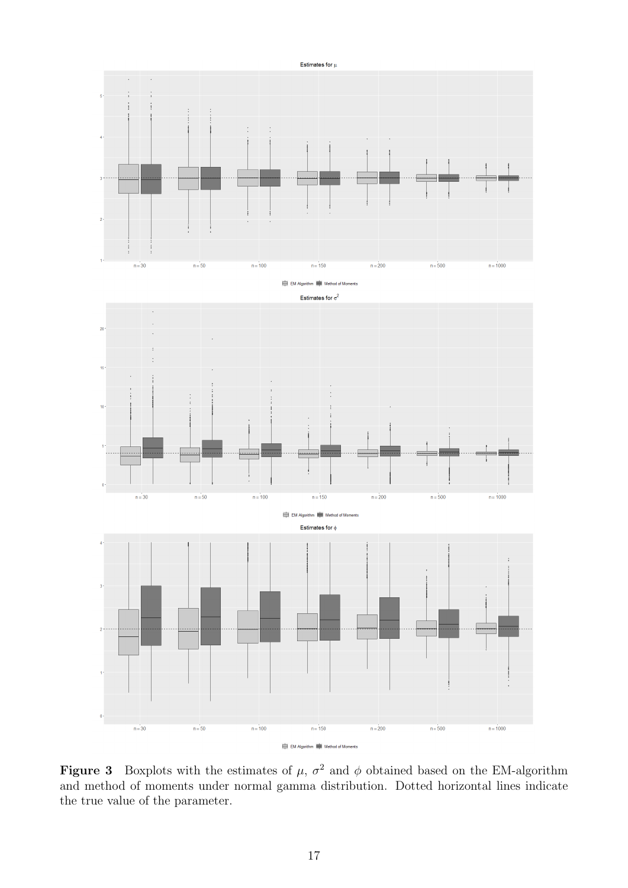**Figure 3** Boxplots with the estimates of $\mu$, $\sigma^2$ and $\phi$ obtained based on the EM-algorithm and method of moments under normal gamma distribution. Dotted horizontal lines indicate the true value of the parameter.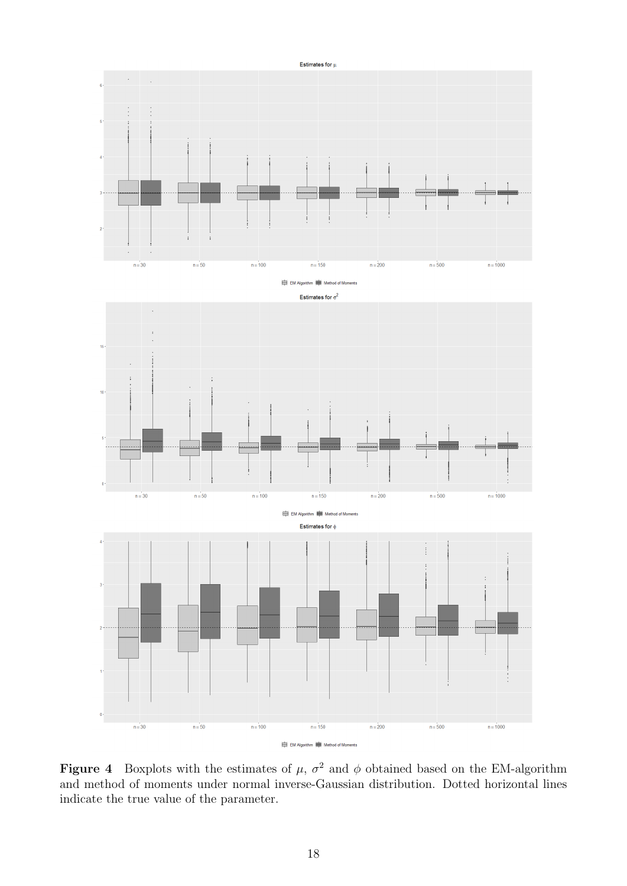**Figure 4** Boxplots with the estimates of $\mu$, $\sigma^2$ and $\phi$ obtained based on the EM-algorithm and method of moments under normal inverse-Gaussian distribution. Dotted horizontal lines indicate the true value of the parameter.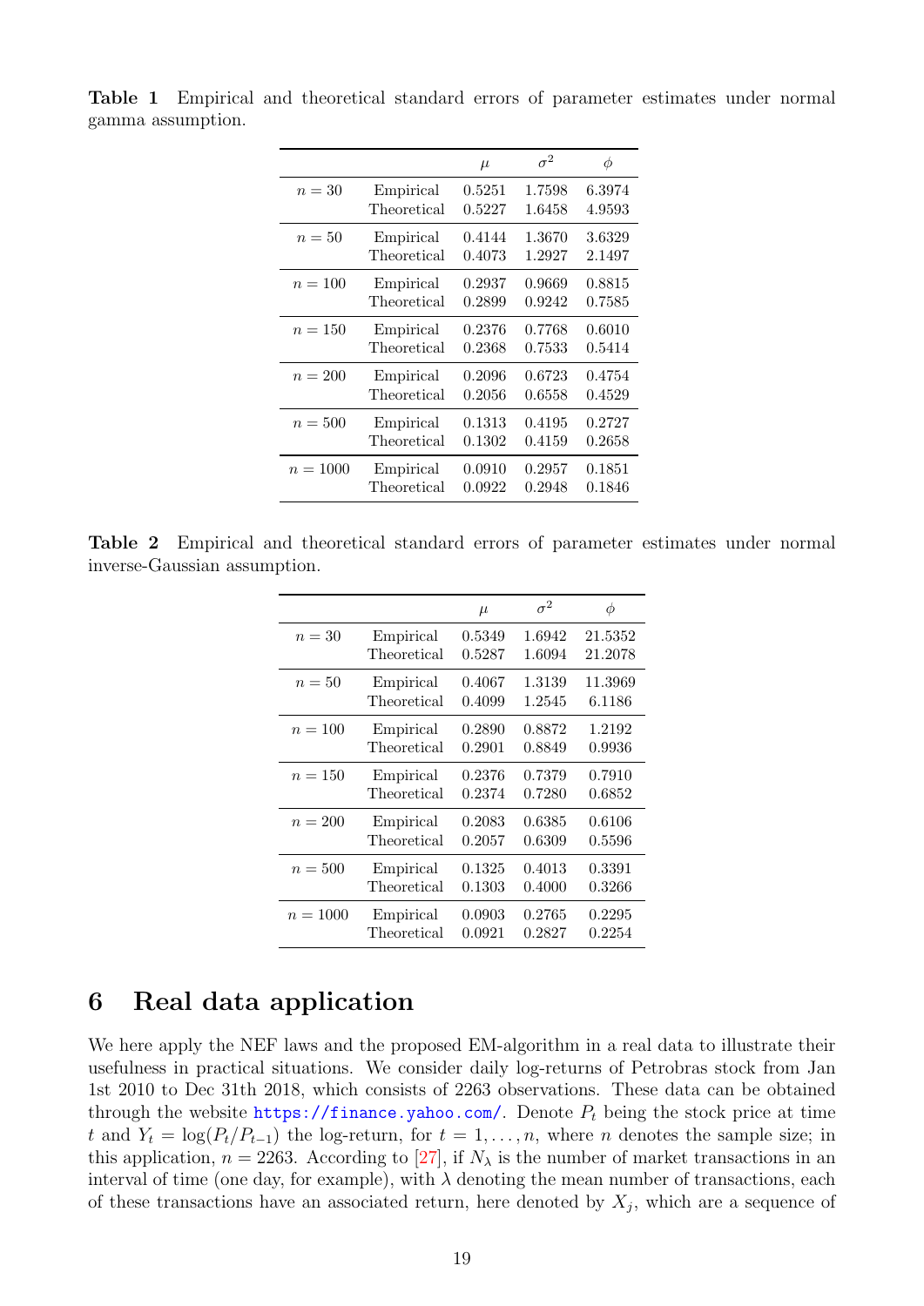**Table 1** Empirical and theoretical standard errors of parameter estimates under normal gamma assumption.

| | | $\mu$ | $\sigma^2$ | $\phi$ |
|---|---|---|---|---|
| $n = 30$ | Empirical | 0.5251 | 1.7598 | 6.3974 |
| | Theoretical | 0.5227 | 1.6458 | 4.9593 |
| $n = 50$ | Empirical | 0.4144 | 1.3670 | 3.6329 |
| | Theoretical | 0.4073 | 1.2927 | 2.1497 |
| $n = 100$ | Empirical | 0.2937 | 0.9669 | 0.8815 |
| | Theoretical | 0.2899 | 0.9242 | 0.7585 |
| $n = 150$ | Empirical | 0.2376 | 0.7768 | 0.6010 |
| | Theoretical | 0.2368 | 0.7533 | 0.5414 |
| $n = 200$ | Empirical | 0.2096 | 0.6723 | 0.4754 |
| | Theoretical | 0.2056 | 0.6558 | 0.4529 |
| $n = 500$ | Empirical | 0.1313 | 0.4195 | 0.2727 |
| | Theoretical | 0.1302 | 0.4159 | 0.2658 |
| $n = 1000$ | Empirical | 0.0910 | 0.2957 | 0.1851 |
| | Theoretical | 0.0922 | 0.2948 | 0.1846 |

**Table 2** Empirical and theoretical standard errors of parameter estimates under normal inverse-Gaussian assumption.

| | | $\mu$ | $\sigma^2$ | $\phi$ |
|---|---|---|---|---|
| $n = 30$ | Empirical | 0.5349 | 1.6942 | 21.5352 |
| | Theoretical | 0.5287 | 1.6094 | 21.2078 |
| $n = 50$ | Empirical | 0.4067 | 1.3139 | 11.3969 |
| | Theoretical | 0.4099 | 1.2545 | 6.1186 |
| $n = 100$ | Empirical | 0.2890 | 0.8872 | 1.2192 |
| | Theoretical | 0.2901 | 0.8849 | 0.9936 |
| $n = 150$ | Empirical | 0.2376 | 0.7379 | 0.7910 |
| | Theoretical | 0.2374 | 0.7280 | 0.6852 |
| $n = 200$ | Empirical | 0.2083 | 0.6385 | 0.6106 |
| | Theoretical | 0.2057 | 0.6309 | 0.5596 |
| $n = 500$ | Empirical | 0.1325 | 0.4013 | 0.3391 |
| | Theoretical | 0.1303 | 0.4000 | 0.3266 |
| $n = 1000$ | Empirical | 0.0903 | 0.2765 | 0.2295 |
| | Theoretical | 0.0921 | 0.2827 | 0.2254 |

# 6 Real data application

We here apply the NEF laws and the proposed EM-algorithm in a real data to illustrate their usefulness in practical situations. We consider daily log-returns of Petrobras stock from Jan 1st 2010 to Dec 31th 2018, which consists of 2263 observations. These data can be obtained through the website https://finance.yahoo.com/. Denote $P_t$ being the stock price at time $t$ and $Y_t = \log(P_t/P_{t-1})$ the log-return, for $t = 1, \ldots, n$, where $n$ denotes the sample size; in this application, $n = 2263$. According to [27], if $N_\lambda$ is the number of market transactions in an interval of time (one day, for example), with $\lambda$ denoting the mean number of transactions, each of these transactions have an associated return, here denoted by $X_j$, which are a sequence of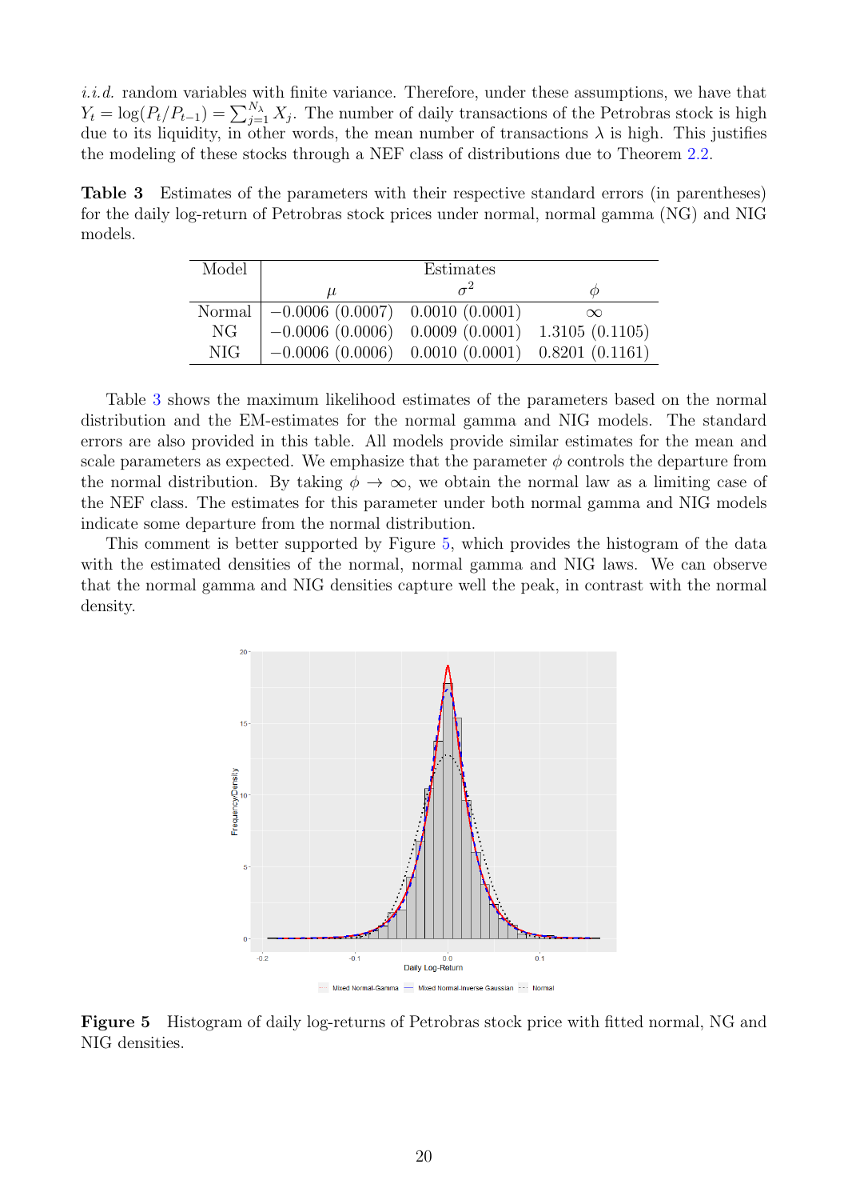*i.i.d.* random variables with finite variance. Therefore, under these assumptions, we have that $Y_t = \log(P_t/P_{t-1}) = \sum_{j=1}^{N_\lambda} X_j$. The number of daily transactions of the Petrobras stock is high due to its liquidity, in other words, the mean number of transactions $\lambda$ is high. This justifies the modeling of these stocks through a NEF class of distributions due to Theorem 2.2.

**Table 3** Estimates of the parameters with their respective standard errors (in parentheses) for the daily log-return of Petrobras stock prices under normal, normal gamma (NG) and NIG models.

| Model | Estimates | | |
|---|---|---|---|
| | $\mu$ | $\sigma^2$ | $\phi$ |
| Normal | $-0.0006$ (0.0007) | 0.0010 (0.0001) | $\infty$ |
| NG | $-0.0006$ (0.0006) | 0.0009 (0.0001) | 1.3105 (0.1105) |
| NIG | $-0.0006$ (0.0006) | 0.0010 (0.0001) | 0.8201 (0.1161) |

Table 3 shows the maximum likelihood estimates of the parameters based on the normal distribution and the EM-estimates for the normal gamma and NIG models. The standard errors are also provided in this table. All models provide similar estimates for the mean and scale parameters as expected. We emphasize that the parameter $\phi$ controls the departure from the normal distribution. By taking $\phi \to \infty$, we obtain the normal law as a limiting case of the NEF class. The estimates for this parameter under both normal gamma and NIG models indicate some departure from the normal distribution.

This comment is better supported by Figure 5, which provides the histogram of the data with the estimated densities of the normal, normal gamma and NIG laws. We can observe that the normal gamma and NIG densities capture well the peak, in contrast with the normal density.

**Figure 5** Histogram of daily log-returns of Petrobras stock price with fitted normal, NG and NIG densities.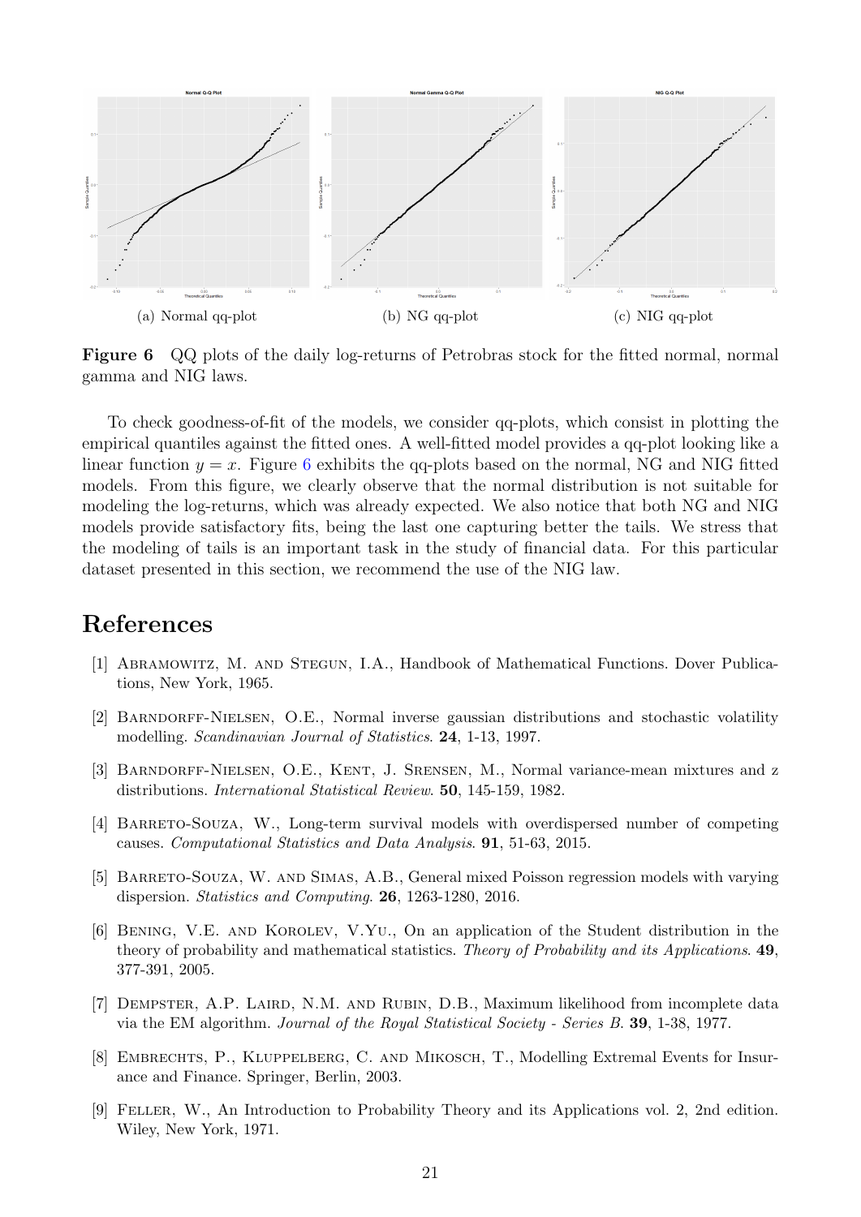(a) Normal qq-plot

(b) NG qq-plot

(c) NIG qq-plot

**Figure 6** QQ plots of the daily log-returns of Petrobras stock for the fitted normal, normal gamma and NIG laws.

To check goodness-of-fit of the models, we consider qq-plots, which consist in plotting the empirical quantiles against the fitted ones. A well-fitted model provides a qq-plot looking like a linear function $y = x$. Figure 6 exhibits the qq-plots based on the normal, NG and NIG fitted models. From this figure, we clearly observe that the normal distribution is not suitable for modeling the log-returns, which was already expected. We also notice that both NG and NIG models provide satisfactory fits, being the last one capturing better the tails. We stress that the modeling of tails is an important task in the study of financial data. For this particular dataset presented in this section, we recommend the use of the NIG law.

# References

[1] Abramowitz, M. and Stegun, I.A., Handbook of Mathematical Functions. Dover Publications, New York, 1965.

[2] Barndorff-Nielsen, O.E., Normal inverse gaussian distributions and stochastic volatility modelling. *Scandinavian Journal of Statistics*. **24**, 1-13, 1997.

[3] Barndorff-Nielsen, O.E., Kent, J. Srensen, M., Normal variance-mean mixtures and z distributions. *International Statistical Review*. **50**, 145-159, 1982.

[4] Barreto-Souza, W., Long-term survival models with overdispersed number of competing causes. *Computational Statistics and Data Analysis*. **91**, 51-63, 2015.

[5] Barreto-Souza, W. and Simas, A.B., General mixed Poisson regression models with varying dispersion. *Statistics and Computing*. **26**, 1263-1280, 2016.

[6] Bening, V.E. and Korolev, V.Yu., On an application of the Student distribution in the theory of probability and mathematical statistics. *Theory of Probability and its Applications*. **49**, 377-391, 2005.

[7] Dempster, A.P. Laird, N.M. and Rubin, D.B., Maximum likelihood from incomplete data via the EM algorithm. *Journal of the Royal Statistical Society - Series B*. **39**, 1-38, 1977.

[8] Embrechts, P., Kluppelberg, C. and Mikosch, T., Modelling Extremal Events for Insurance and Finance. Springer, Berlin, 2003.

[9] Feller, W., An Introduction to Probability Theory and its Applications vol. 2, 2nd edition. Wiley, New York, 1971.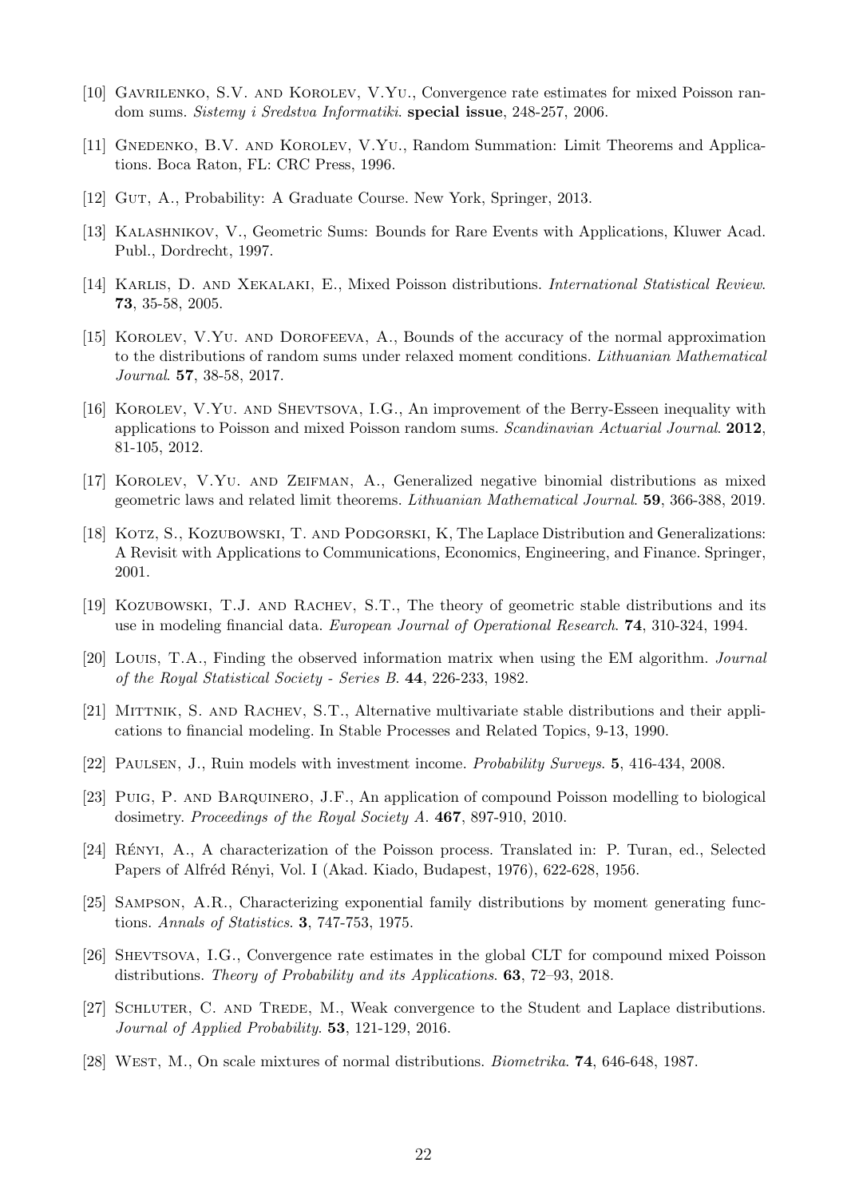[10] Gavrilenko, S.V. and Korolev, V.Yu., Convergence rate estimates for mixed Poisson random sums. *Sistemy i Sredstva Informatiki*. **special issue**, 248-257, 2006.

[11] Gnedenko, B.V. and Korolev, V.Yu., Random Summation: Limit Theorems and Applications. Boca Raton, FL: CRC Press, 1996.

[12] Gut, A., Probability: A Graduate Course. New York, Springer, 2013.

[13] Kalashnikov, V., Geometric Sums: Bounds for Rare Events with Applications, Kluwer Acad. Publ., Dordrecht, 1997.

[14] Karlis, D. and Xekalaki, E., Mixed Poisson distributions. *International Statistical Review*. **73**, 35-58, 2005.

[15] Korolev, V.Yu. and Dorofeeva, A., Bounds of the accuracy of the normal approximation to the distributions of random sums under relaxed moment conditions. *Lithuanian Mathematical Journal*. **57**, 38-58, 2017.

[16] Korolev, V.Yu. and Shevtsova, I.G., An improvement of the Berry-Esseen inequality with applications to Poisson and mixed Poisson random sums. *Scandinavian Actuarial Journal*. **2012**, 81-105, 2012.

[17] Korolev, V.Yu. and Zeifman, A., Generalized negative binomial distributions as mixed geometric laws and related limit theorems. *Lithuanian Mathematical Journal*. **59**, 366-388, 2019.

[18] Kotz, S., Kozubowski, T. and Podgorski, K, The Laplace Distribution and Generalizations: A Revisit with Applications to Communications, Economics, Engineering, and Finance. Springer, 2001.

[19] Kozubowski, T.J. and Rachev, S.T., The theory of geometric stable distributions and its use in modeling financial data. *European Journal of Operational Research*. **74**, 310-324, 1994.

[20] Louis, T.A., Finding the observed information matrix when using the EM algorithm. *Journal of the Royal Statistical Society - Series B*. **44**, 226-233, 1982.

[21] Mittnik, S. and Rachev, S.T., Alternative multivariate stable distributions and their applications to financial modeling. In Stable Processes and Related Topics, 9-13, 1990.

[22] Paulsen, J., Ruin models with investment income. *Probability Surveys*. **5**, 416-434, 2008.

[23] Puig, P. and Barquinero, J.F., An application of compound Poisson modelling to biological dosimetry. *Proceedings of the Royal Society A*. **467**, 897-910, 2010.

[24] Rényi, A., A characterization of the Poisson process. Translated in: P. Turan, ed., Selected Papers of Alfréd Rényi, Vol. I (Akad. Kiado, Budapest, 1976), 622-628, 1956.

[25] Sampson, A.R., Characterizing exponential family distributions by moment generating functions. *Annals of Statistics*. **3**, 747-753, 1975.

[26] Shevtsova, I.G., Convergence rate estimates in the global CLT for compound mixed Poisson distributions. *Theory of Probability and its Applications*. **63**, 72–93, 2018.

[27] Schluter, C. and Trede, M., Weak convergence to the Student and Laplace distributions. *Journal of Applied Probability*. **53**, 121-129, 2016.

[28] West, M., On scale mixtures of normal distributions. *Biometrika*. **74**, 646-648, 1987.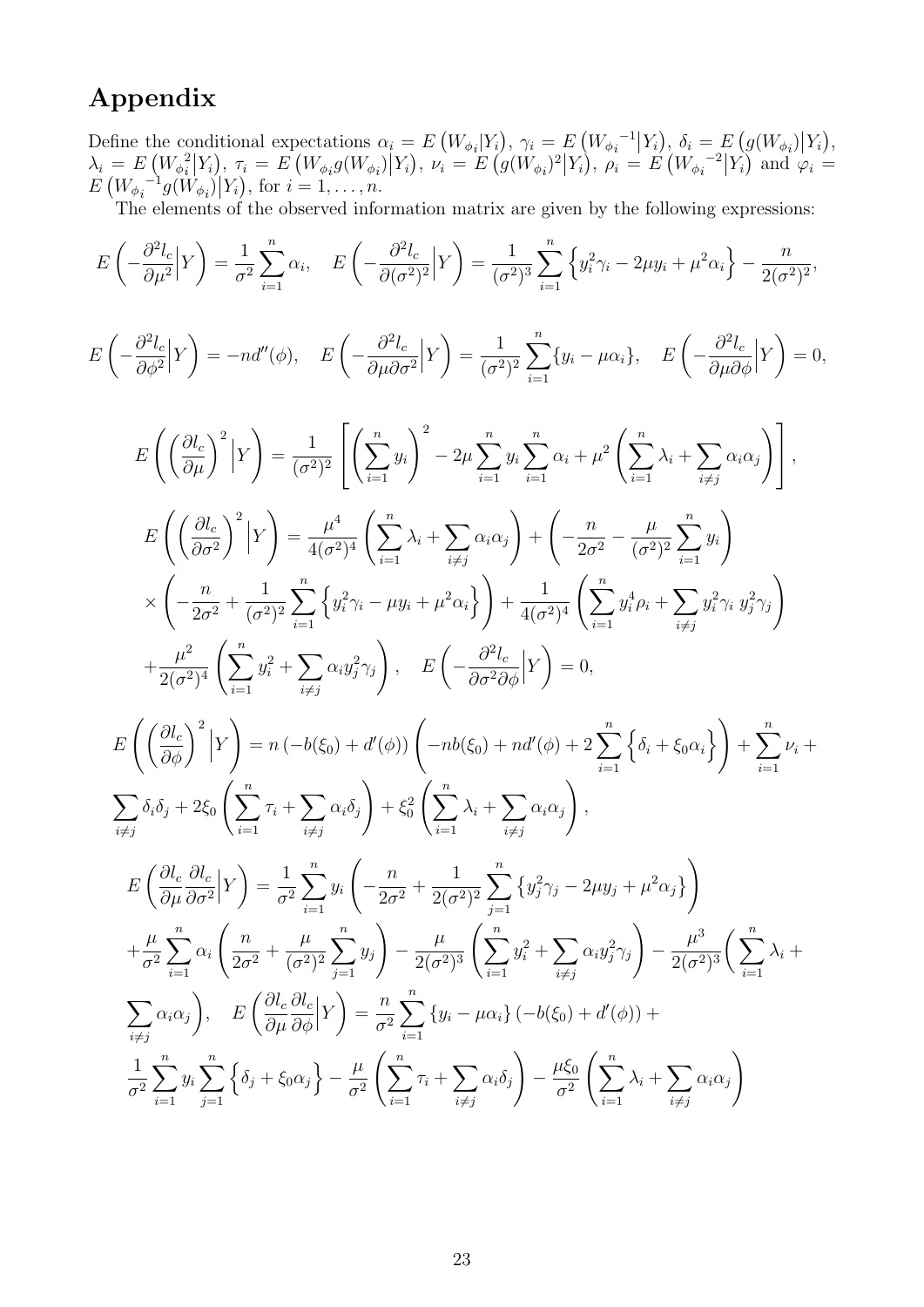# Appendix

Define the conditional expectations $\alpha_i = E\left(W_{\phi_i}|Y_i\right)$, $\gamma_i = E\left({W_{\phi_i}}^{-1}\big|Y_i\right)$, $\delta_i = E\left(g(W_{\phi_i})\big|Y_i\right)$, $\lambda_i = E\left({W_{\phi_i}}^2\big|Y_i\right)$, $\tau_i = E\left(W_{\phi_i}g(W_{\phi_i})\big|Y_i\right)$, $\nu_i = E\left(g(W_{\phi_i})^2\big|Y_i\right)$, $\rho_i = E\left({W_{\phi_i}}^{-2}\big|Y_i\right)$ and $\varphi_i = E\left({W_{\phi_i}}^{-1}g(W_{\phi_i})\big|Y_i\right)$, for $i = 1, \ldots, n$.

The elements of the observed information matrix are given by the following expressions:

$$E\left(-\frac{\partial^2 l_c}{\partial \mu^2}\Big|Y\right) = \frac{1}{\sigma^2}\sum_{i=1}^n \alpha_i, \quad E\left(-\frac{\partial^2 l_c}{\partial (\sigma^2)^2}\Big|Y\right) = \frac{1}{(\sigma^2)^3}\sum_{i=1}^n \Big\{y_i^2\gamma_i - 2\mu y_i + \mu^2\alpha_i\Big\} - \frac{n}{2(\sigma^2)^2},$$

$$E\left(-\frac{\partial^2 l_c}{\partial \phi^2}\Big|Y\right) = -nd''(\phi), \quad E\left(-\frac{\partial^2 l_c}{\partial \mu \partial \sigma^2}\Big|Y\right) = \frac{1}{(\sigma^2)^2}\sum_{i=1}^n \{y_i - \mu\alpha_i\}, \quad E\left(-\frac{\partial^2 l_c}{\partial \mu \partial \phi}\Big|Y\right) = 0,$$

$$E\left(\left(\frac{\partial l_c}{\partial \mu}\right)^2\Big|Y\right) = \frac{1}{(\sigma^2)^2}\left[\left(\sum_{i=1}^n y_i\right)^2 - 2\mu\sum_{i=1}^n y_i\sum_{i=1}^n \alpha_i + \mu^2\left(\sum_{i=1}^n \lambda_i + \sum_{i\neq j}\alpha_i\alpha_j\right)\right],$$

$$\begin{aligned}
E\left(\left(\frac{\partial l_c}{\partial \sigma^2}\right)^2\Big|Y\right) &= \frac{\mu^4}{4(\sigma^2)^4}\left(\sum_{i=1}^n \lambda_i + \sum_{i\neq j}\alpha_i\alpha_j\right) + \left(-\frac{n}{2\sigma^2} - \frac{\mu}{(\sigma^2)^2}\sum_{i=1}^n y_i\right) \\
&\times\left(-\frac{n}{2\sigma^2} + \frac{1}{(\sigma^2)^2}\sum_{i=1}^n \Big\{y_i^2\gamma_i - \mu y_i + \mu^2\alpha_i\Big\}\right) + \frac{1}{4(\sigma^2)^4}\left(\sum_{i=1}^n y_i^4\rho_i + \sum_{i\neq j} y_i^2\gamma_i\, y_j^2\gamma_j\right) \\
&+ \frac{\mu^2}{2(\sigma^2)^4}\left(\sum_{i=1}^n y_i^2 + \sum_{i\neq j}\alpha_i y_j^2\gamma_j\right), \quad E\left(-\frac{\partial^2 l_c}{\partial \sigma^2 \partial \phi}\Big|Y\right) = 0,
\end{aligned}$$

$$\begin{aligned}
E\left(\left(\frac{\partial l_c}{\partial \phi}\right)^2\Big|Y\right) &= n\left(-b(\xi_0) + d'(\phi)\right)\left(-nb(\xi_0) + nd'(\phi) + 2\sum_{i=1}^n \Big\{\delta_i + \xi_0\alpha_i\Big\}\right) + \sum_{i=1}^n \nu_i + \\
&\sum_{i\neq j}\delta_i\delta_j + 2\xi_0\left(\sum_{i=1}^n \tau_i + \sum_{i\neq j}\alpha_i\delta_j\right) + \xi_0^2\left(\sum_{i=1}^n \lambda_i + \sum_{i\neq j}\alpha_i\alpha_j\right),
\end{aligned}$$

$$\begin{aligned}
E\left(\frac{\partial l_c}{\partial \mu}\frac{\partial l_c}{\partial \sigma^2}\Big|Y\right) &= \frac{1}{\sigma^2}\sum_{i=1}^n y_i\left(-\frac{n}{2\sigma^2} + \frac{1}{2(\sigma^2)^2}\sum_{j=1}^n \left\{y_j^2\gamma_j - 2\mu y_j + \mu^2\alpha_j\right\}\right) \\
&+ \frac{\mu}{\sigma^2}\sum_{i=1}^n \alpha_i\left(\frac{n}{2\sigma^2} + \frac{\mu}{(\sigma^2)^2}\sum_{j=1}^n y_j\right) - \frac{\mu}{2(\sigma^2)^3}\left(\sum_{i=1}^n y_i^2 + \sum_{i\neq j}\alpha_i y_j^2\gamma_j\right) - \frac{\mu^3}{2(\sigma^2)^3}\Bigg(\sum_{i=1}^n \lambda_i + \\
&\sum_{i\neq j}\alpha_i\alpha_j\Bigg), \quad E\left(\frac{\partial l_c}{\partial \mu}\frac{\partial l_c}{\partial \phi}\Big|Y\right) = \frac{n}{\sigma^2}\sum_{i=1}^n \{y_i - \mu\alpha_i\}\left(-b(\xi_0) + d'(\phi)\right) + \\
&\frac{1}{\sigma^2}\sum_{i=1}^n y_i\sum_{j=1}^n \Big\{\delta_j + \xi_0\alpha_j\Big\} - \frac{\mu}{\sigma^2}\left(\sum_{i=1}^n \tau_i + \sum_{i\neq j}\alpha_i\delta_j\right) - \frac{\mu\xi_0}{\sigma^2}\left(\sum_{i=1}^n \lambda_i + \sum_{i\neq j}\alpha_i\alpha_j\right)
\end{aligned}$$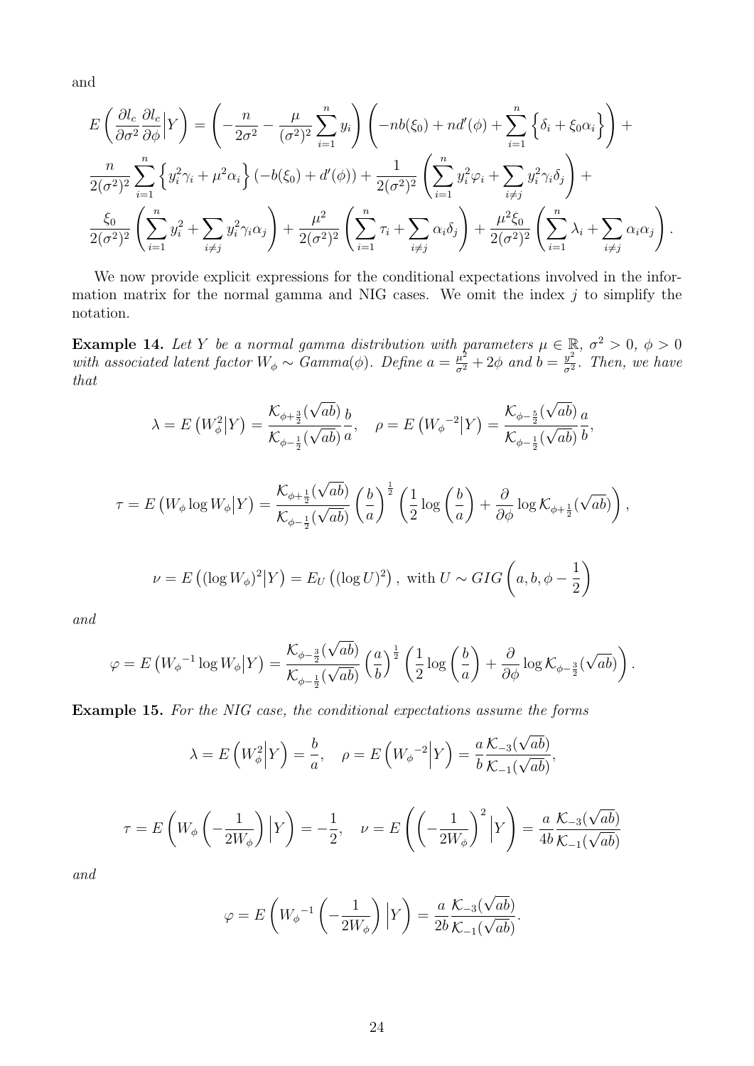and

$$
E\left(\frac{\partial l_c}{\partial \sigma^2}\frac{\partial l_c}{\partial \phi}\Big|Y\right) = \left(-\frac{n}{2\sigma^2} - \frac{\mu}{(\sigma^2)^2}\sum_{i=1}^n y_i\right)\left(-nb(\xi_0) + nd'(\phi) + \sum_{i=1}^n\Big\{\delta_i + \xi_0\alpha_i\Big\}\right) +
$$

$$
\frac{n}{2(\sigma^2)^2}\sum_{i=1}^n\Big\{y_i^2\gamma_i + \mu^2\alpha_i\Big\}\left(-b(\xi_0) + d'(\phi)\right) + \frac{1}{2(\sigma^2)^2}\left(\sum_{i=1}^n y_i^2\varphi_i + \sum_{i\neq j} y_i^2\gamma_i\delta_j\right) +
$$

$$
\frac{\xi_0}{2(\sigma^2)^2}\left(\sum_{i=1}^n y_i^2 + \sum_{i\neq j} y_i^2\gamma_i\alpha_j\right) + \frac{\mu^2}{2(\sigma^2)^2}\left(\sum_{i=1}^n \tau_i + \sum_{i\neq j}\alpha_i\delta_j\right) + \frac{\mu^2\xi_0}{2(\sigma^2)^2}\left(\sum_{i=1}^n \lambda_i + \sum_{i\neq j}\alpha_i\alpha_j\right).
$$

We now provide explicit expressions for the conditional expectations involved in the information matrix for the normal gamma and NIG cases. We omit the index $j$ to simplify the notation.

**Example 14.** *Let $Y$ be a normal gamma distribution with parameters $\mu \in \mathbb{R}$, $\sigma^2 > 0$, $\phi > 0$ with associated latent factor $W_\phi \sim Gamma(\phi)$. Define $a = \frac{\mu^2}{\sigma^2} + 2\phi$ and $b = \frac{y^2}{\sigma^2}$. Then, we have that*

$$
\lambda = E\left(W_\phi^2\big|Y\right) = \frac{\mathcal{K}_{\phi+\frac{3}{2}}(\sqrt{ab})}{\mathcal{K}_{\phi-\frac{1}{2}}(\sqrt{ab})}\frac{b}{a}, \quad \rho = E\left({W_\phi}^{-2}\big|Y\right) = \frac{\mathcal{K}_{\phi-\frac{5}{2}}(\sqrt{ab})}{\mathcal{K}_{\phi-\frac{1}{2}}(\sqrt{ab})}\frac{a}{b},
$$

$$
\tau = E\left(W_\phi \log W_\phi\big|Y\right) = \frac{\mathcal{K}_{\phi+\frac{1}{2}}(\sqrt{ab})}{\mathcal{K}_{\phi-\frac{1}{2}}(\sqrt{ab})}\left(\frac{b}{a}\right)^{\frac{1}{2}}\left(\frac{1}{2}\log\left(\frac{b}{a}\right) + \frac{\partial}{\partial\phi}\log\mathcal{K}_{\phi+\frac{1}{2}}(\sqrt{ab})\right),
$$

$$
\nu = E\left((\log W_\phi)^2\big|Y\right) = E_U\left((\log U)^2\right), \text{ with } U \sim GIG\left(a, b, \phi - \frac{1}{2}\right)
$$

*and*

$$
\varphi = E\left({W_\phi}^{-1}\log W_\phi\big|Y\right) = \frac{\mathcal{K}_{\phi-\frac{3}{2}}(\sqrt{ab})}{\mathcal{K}_{\phi-\frac{1}{2}}(\sqrt{ab})}\left(\frac{a}{b}\right)^{\frac{1}{2}}\left(\frac{1}{2}\log\left(\frac{b}{a}\right) + \frac{\partial}{\partial\phi}\log\mathcal{K}_{\phi-\frac{3}{2}}(\sqrt{ab})\right).
$$

**Example 15.** *For the NIG case, the conditional expectations assume the forms*

$$
\lambda = E\left(W_\phi^2\Big|Y\right) = \frac{b}{a}, \quad \rho = E\left({W_\phi}^{-2}\Big|Y\right) = \frac{a}{b}\frac{\mathcal{K}_{-3}(\sqrt{ab})}{\mathcal{K}_{-1}(\sqrt{ab})},
$$

$$
\tau = E\left(W_\phi\left(-\frac{1}{2W_\phi}\right)\Big|Y\right) = -\frac{1}{2}, \quad \nu = E\left(\left(-\frac{1}{2W_\phi}\right)^2\Big|Y\right) = \frac{a}{4b}\frac{\mathcal{K}_{-3}(\sqrt{ab})}{\mathcal{K}_{-1}(\sqrt{ab})}
$$

*and*

$$
\varphi = E\left({W_\phi}^{-1}\left(-\frac{1}{2W_\phi}\right)\Big|Y\right) = \frac{a}{2b}\frac{\mathcal{K}_{-3}(\sqrt{ab})}{\mathcal{K}_{-1}(\sqrt{ab})}.
$$